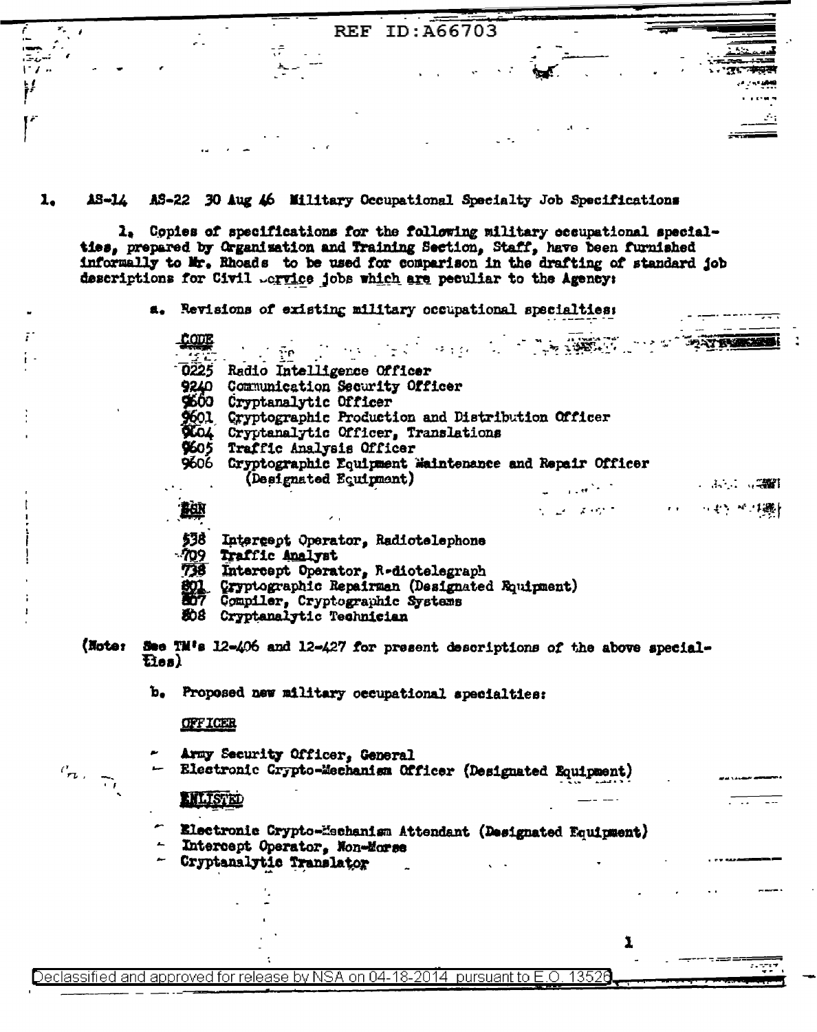REF ID:A66703

1. AS-14 AS-22 30 Aug 46 Military Occupational Specialty Job Specifications

1. Copies of specifications for the following military occupational specialties, prepared by Organization and Training Section, Staff, have been furnished informally to Mr. Rhoads to be used for comparison in the drafting of standard job descriptions for Civil Service jobs which are peculiar to the Agency:

a. Revisions of existing military occupational specialties:

CODE

- 0225 Radio Intelligence Officer
- 9240 Communication Security Officer
- 9600 Cryptanalytic Officer
- 9601 Cryptographic Production and Distribution Officer
- 9604 Cryptanalytic Officer, Translations
- 9605 Traffic Analysis Officer
- 9606 Cryptographic Equipment Maintenance and Repair Officer (Designated Equipment)

SSN

- 538 Intercept Operator, Radiotelephone
- 709 Traffic Analyst
- 738 Intercept Operator, Radiotelegraph
- 801 Cryptographic Repairman (Designated Equipment)
- 807 Compiler, Cryptographic Systems
- 808 Cryptanalytic Technician

(Note: See TM's 12-406 and 12-427 for present descriptions of the above specialties)

b. Proposed new military occupational specialties:

OFFICER

- Army Security Officer, General
- Electronic Crypto-Mechanism Officer (Designated Equipment)

ENLISTED

- Electronic Crypto-Mechanism Attendant (Designated Equipment)
- Intercept Operator, Non-Morse
- Cryptanalytic Translator

Declassified and approved for release by NSA on 04-18-2014 pursuant to E.O. 13526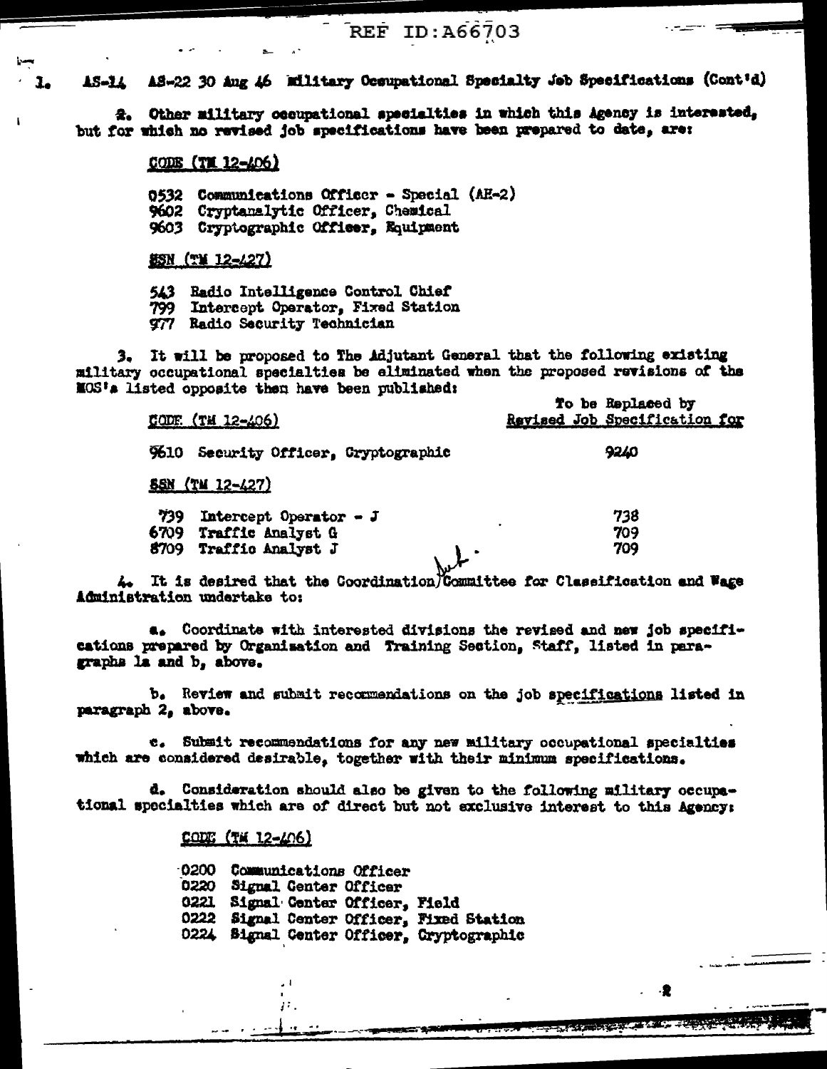1. AS-14 AS-22 30 Aug 46 Military Occupational Specialty Job Specifications (Cont'd)

2. Other military occupational specialties in which this Agency is interested, but for which no revised job specifications have been prepared to date, are:

CODE (TM 12-406)

0532 Communications Officer - Special (AE-2)
9602 Cryptanalytic Officer, Chemical
9603 Cryptographic Officer, Equipment

SSN (TM 12-427)

543 Radio Intelligence Control Chief
799 Intercept Operator, Fixed Station
977 Radio Security Technician

3. It will be proposed to The Adjutant General that the following existing military occupational specialties be eliminated when the proposed revisions of the MOS's listed opposite them have been published:

| CODE (TM 12-406) | To be Replaced by Revised Job Specification for |
|---|---|
| 9610 Security Officer, Cryptographic | 9240 |
| **SSN (TM 12-427)** | |
| 739 Intercept Operator - J | 738 |
| 6709 Traffic Analyst G | 709 |
| 8709 Traffic Analyst J | 709 |

4. It is desired that the Coordination Committee for Classification and Wage Administration undertake to:

a. Coordinate with interested divisions the revised and new job specifications prepared by Organization and Training Section, Staff, listed in paragraphs 1a and b, above.

b. Review and submit recommendations on the job specifications listed in paragraph 2, above.

c. Submit recommendations for any new military occupational specialties which are considered desirable, together with their minimum specifications.

d. Consideration should also be given to the following military occupational specialties which are of direct but not exclusive interest to this Agency:

CODE (TM 12-406)

0200 Communications Officer
0220 Signal Center Officer
0221 Signal Center Officer, Field
0222 Signal Center Officer, Fixed Station
0224 Signal Center Officer, Cryptographic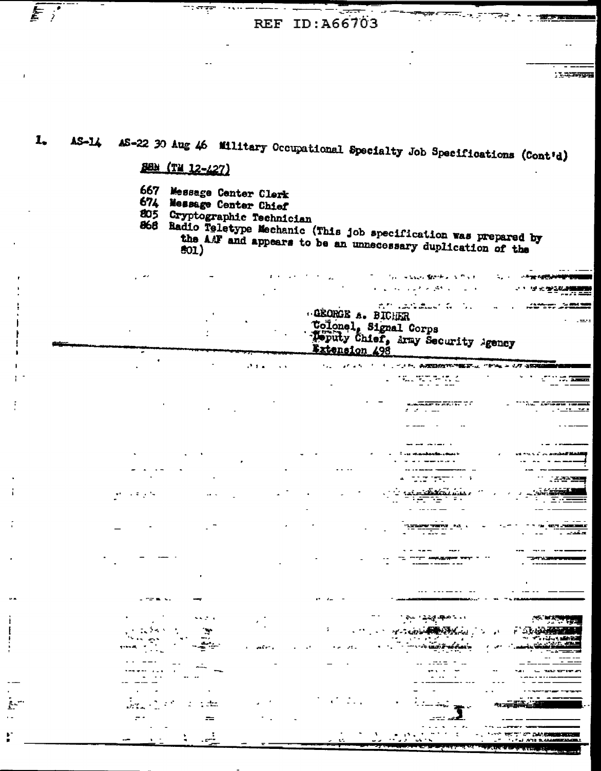1. AS-14 AS-22 30 Aug 46 Military Occupational Specialty Job Specifications (Cont'd)

SSN (TM 12-427)

667 Message Center Clerk
674 Message Center Chief
805 Cryptographic Technician
868 Radio Teletype Mechanic (This job specification was prepared by the AAF and appears to be an unnecessary duplication of the 801)

GEORGE A. BICHER
Colonel, Signal Corps
Deputy Chief, Army Security Agency
Extension 498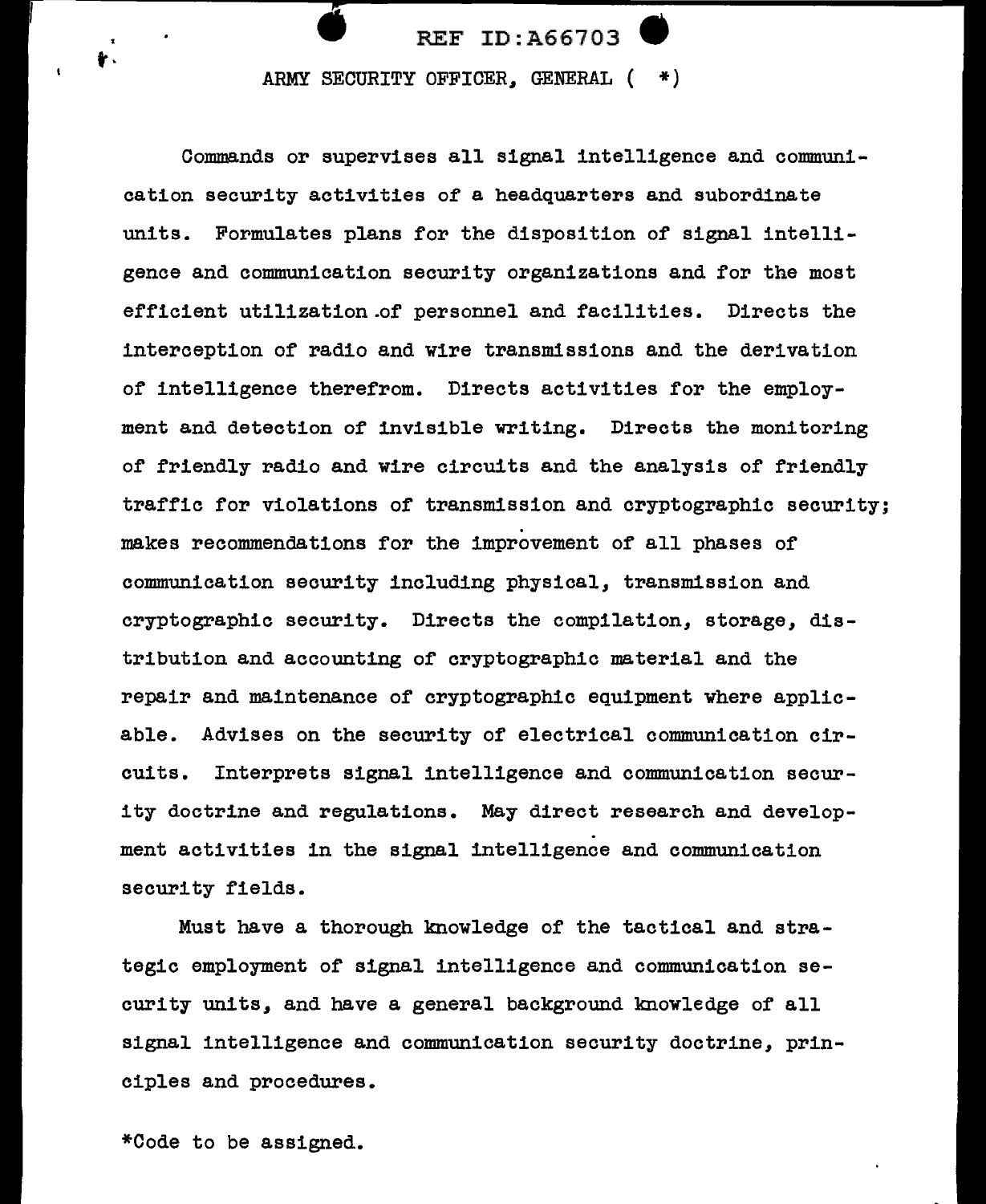# ARMY SECURITY OFFICER, GENERAL ( *)

Commands or supervises all signal intelligence and communication security activities of a headquarters and subordinate units. Formulates plans for the disposition of signal intelligence and communication security organizations and for the most efficient utilization of personnel and facilities. Directs the interception of radio and wire transmissions and the derivation of intelligence therefrom. Directs activities for the employment and detection of invisible writing. Directs the monitoring of friendly radio and wire circuits and the analysis of friendly traffic for violations of transmission and cryptographic security; makes recommendations for the improvement of all phases of communication security including physical, transmission and cryptographic security. Directs the compilation, storage, distribution and accounting of cryptographic material and the repair and maintenance of cryptographic equipment where applicable. Advises on the security of electrical communication circuits. Interprets signal intelligence and communication security doctrine and regulations. May direct research and development activities in the signal intelligence and communication security fields.

Must have a thorough knowledge of the tactical and strategic employment of signal intelligence and communication security units, and have a general background knowledge of all signal intelligence and communication security doctrine, principles and procedures.

*Code to be assigned.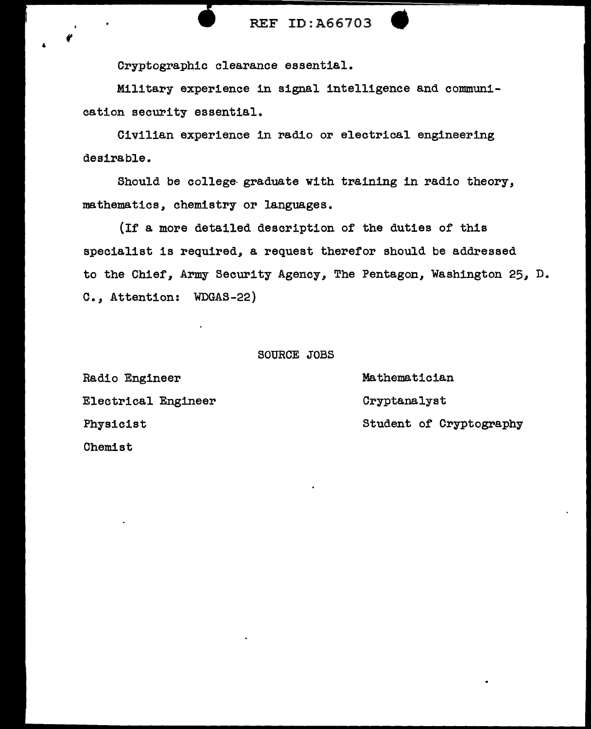Cryptographic clearance essential.

Military experience in signal intelligence and communication security essential.

Civilian experience in radio or electrical engineering desirable.

Should be college graduate with training in radio theory, mathematics, chemistry or languages.

(If a more detailed description of the duties of this specialist is required, a request therefor should be addressed to the Chief, Army Security Agency, The Pentagon, Washington 25, D. C., Attention: WDGAS-22)

## SOURCE JOBS

- Radio Engineer
- Electrical Engineer
- Physicist
- Chemist
- Mathematician
- Cryptanalyst
- Student of Cryptography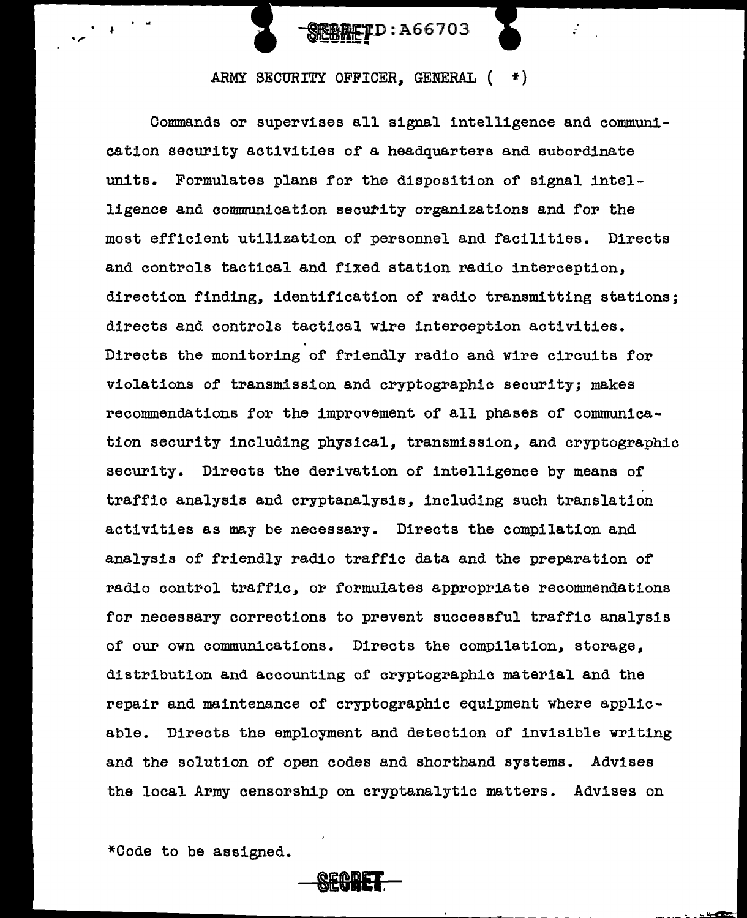## ARMY SECURITY OFFICER, GENERAL ( *)

Commands or supervises all signal intelligence and communication security activities of a headquarters and subordinate units. Formulates plans for the disposition of signal intelligence and communication security organizations and for the most efficient utilization of personnel and facilities. Directs and controls tactical and fixed station radio interception, direction finding, identification of radio transmitting stations; directs and controls tactical wire interception activities. Directs the monitoring of friendly radio and wire circuits for violations of transmission and cryptographic security; makes recommendations for the improvement of all phases of communication security including physical, transmission, and cryptographic security. Directs the derivation of intelligence by means of traffic analysis and cryptanalysis, including such translation activities as may be necessary. Directs the compilation and analysis of friendly radio traffic data and the preparation of radio control traffic, or formulates appropriate recommendations for necessary corrections to prevent successful traffic analysis of our own communications. Directs the compilation, storage, distribution and accounting of cryptographic material and the repair and maintenance of cryptographic equipment where applicable. Directs the employment and detection of invisible writing and the solution of open codes and shorthand systems. Advises the local Army censorship on cryptanalytic matters. Advises on

*Code to be assigned.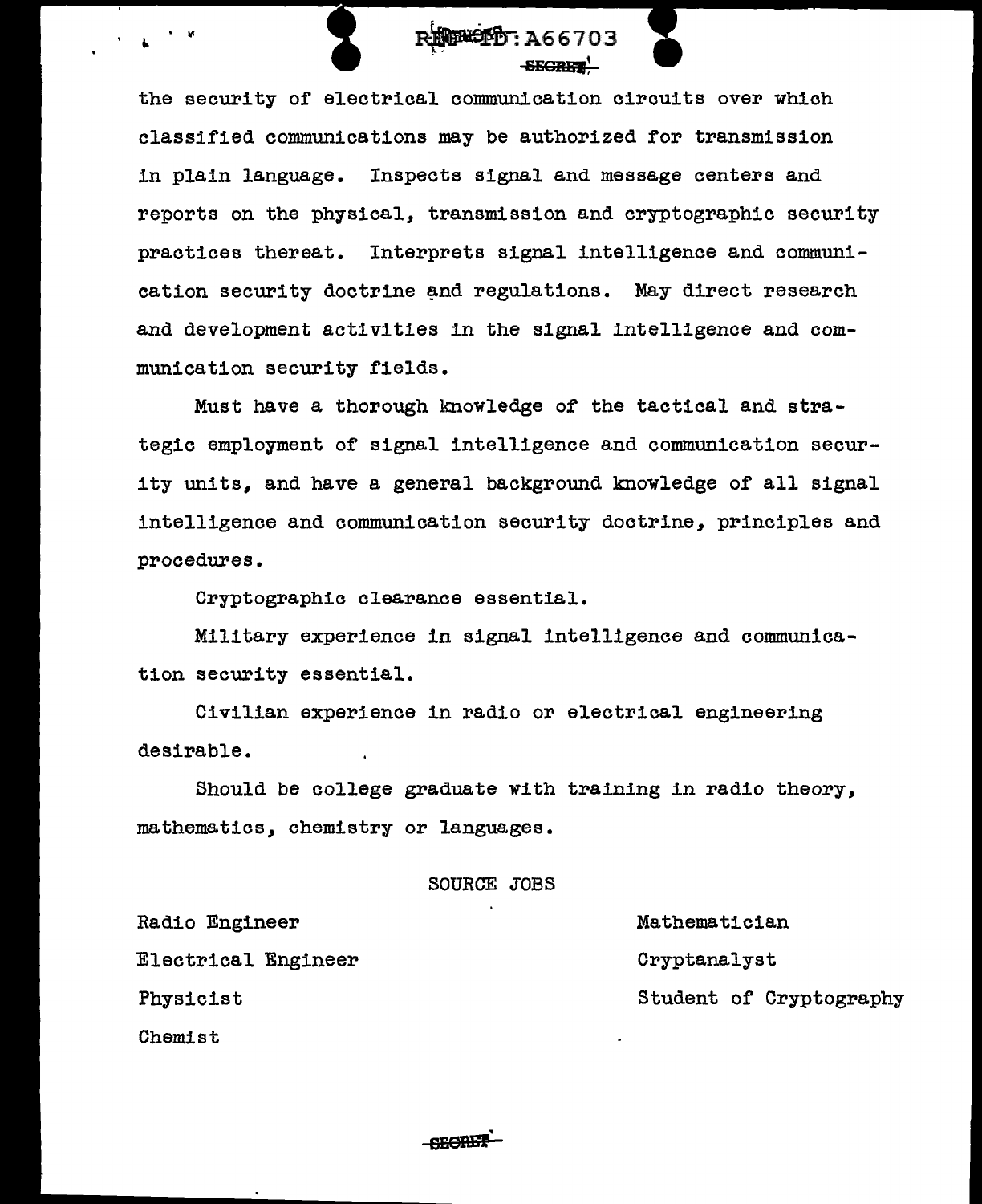the security of electrical communication circuits over which classified communications may be authorized for transmission in plain language. Inspects signal and message centers and reports on the physical, transmission and cryptographic security practices thereat. Interprets signal intelligence and communication security doctrine and regulations. May direct research and development activities in the signal intelligence and communication security fields.

Must have a thorough knowledge of the tactical and strategic employment of signal intelligence and communication security units, and have a general background knowledge of all signal intelligence and communication security doctrine, principles and procedures.

Cryptographic clearance essential.

Military experience in signal intelligence and communication security essential.

Civilian experience in radio or electrical engineering desirable.

Should be college graduate with training in radio theory, mathematics, chemistry or languages.

SOURCE JOBS

Radio Engineer

Electrical Engineer

Physicist

Chemist

Mathematician

Cryptanalyst

Student of Cryptography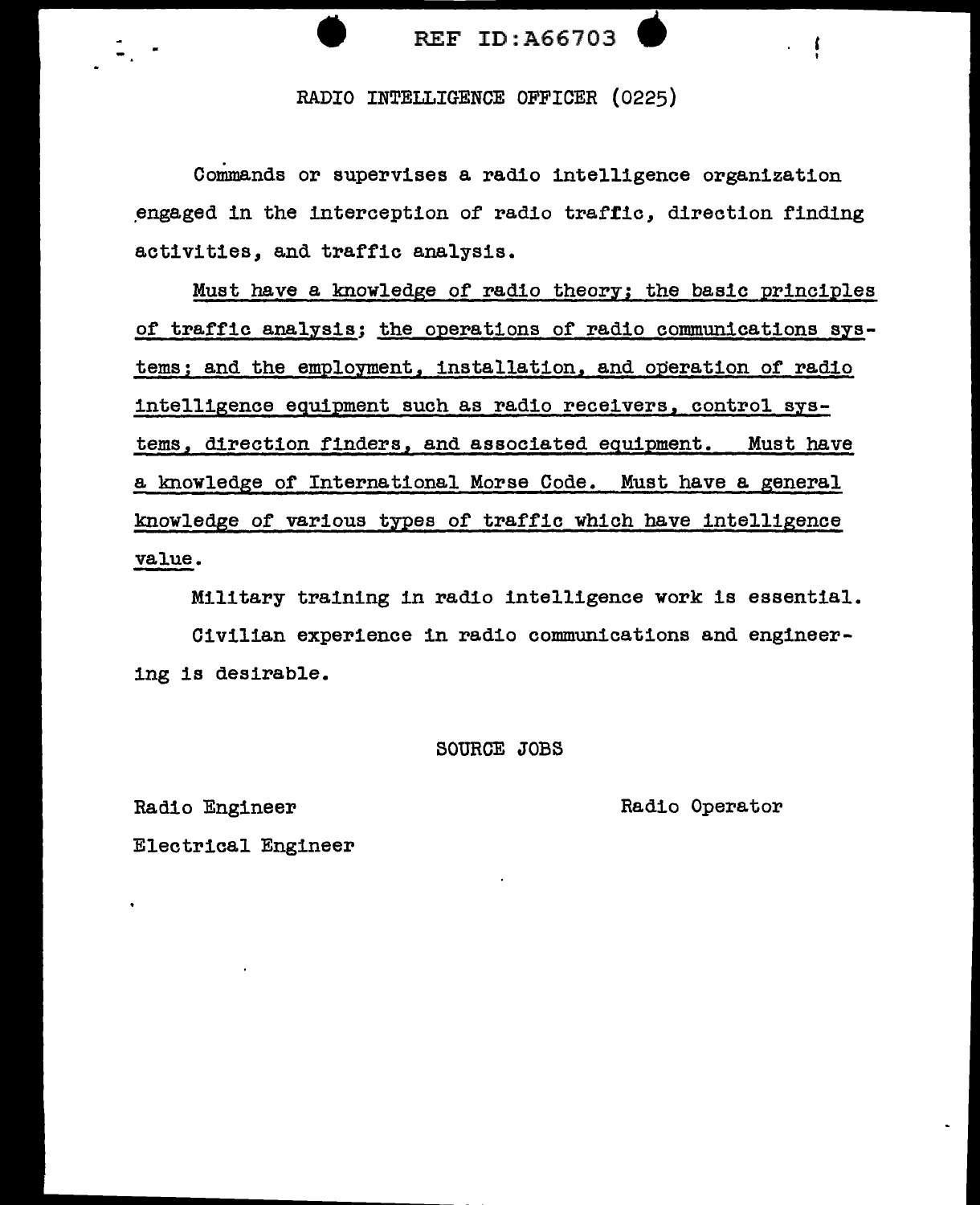REF ID:A66703

## RADIO INTELLIGENCE OFFICER (0225)

Commands or supervises a radio intelligence organization engaged in the interception of radio traffic, direction finding activities, and traffic analysis.

<u>Must have a knowledge of radio theory; the basic principles of traffic analysis; the operations of radio communications systems; and the employment, installation, and operation of radio intelligence equipment such as radio receivers, control systems, direction finders, and associated equipment. Must have a knowledge of International Morse Code. Must have a general knowledge of various types of traffic which have intelligence value.</u>

Military training in radio intelligence work is essential.

Civilian experience in radio communications and engineering is desirable.

### SOURCE JOBS

Radio Engineer

Electrical Engineer

Radio Operator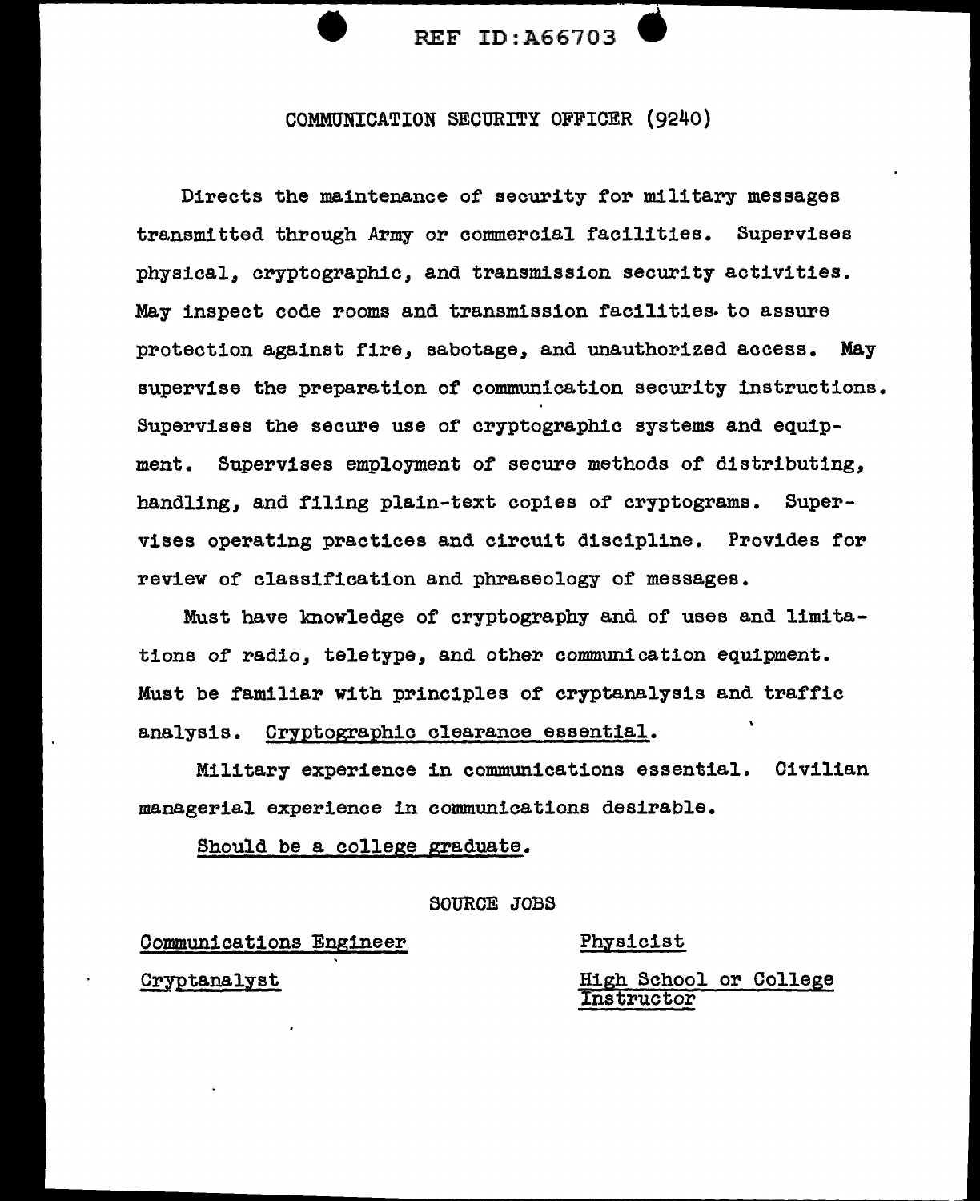## COMMUNICATION SECURITY OFFICER (9240)

Directs the maintenance of security for military messages transmitted through Army or commercial facilities. Supervises physical, cryptographic, and transmission security activities. May inspect code rooms and transmission facilities to assure protection against fire, sabotage, and unauthorized access. May supervise the preparation of communication security instructions. Supervises the secure use of cryptographic systems and equipment. Supervises employment of secure methods of distributing, handling, and filing plain-text copies of cryptograms. Supervises operating practices and circuit discipline. Provides for review of classification and phraseology of messages.

Must have knowledge of cryptography and of uses and limitations of radio, teletype, and other communication equipment. Must be familiar with principles of cryptanalysis and traffic analysis. <u>Cryptographic clearance essential</u>.

Military experience in communications essential. Civilian managerial experience in communications desirable.

<u>Should be a college graduate</u>.

### SOURCE JOBS

<u>Communications Engineer</u>

<u>Cryptanalyst</u>

<u>Physicist</u>

<u>High School or College Instructor</u>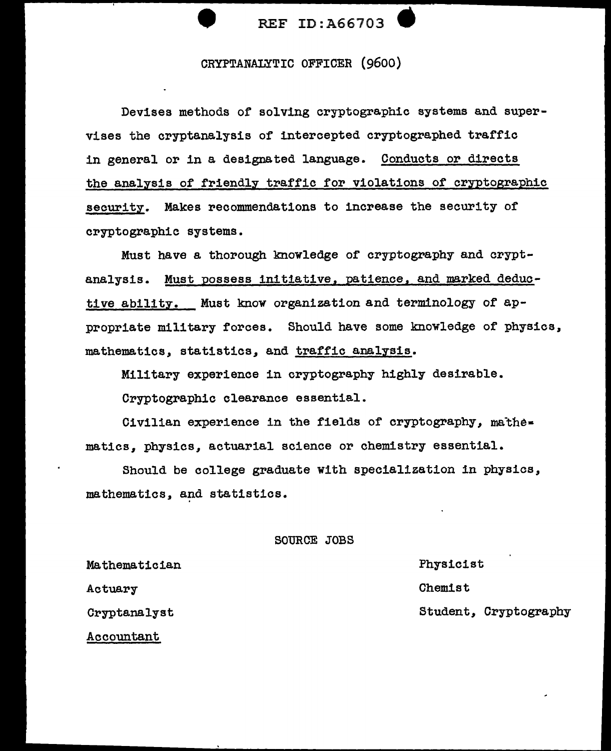# CRYPTANALYTIC OFFICER (9600)

Devises methods of solving cryptographic systems and supervises the cryptanalysis of intercepted cryptographed traffic in general or in a designated language. Conducts or directs the analysis of friendly traffic for violations of cryptographic security. Makes recommendations to increase the security of cryptographic systems.

Must have a thorough knowledge of cryptography and cryptanalysis. Must possess initiative, patience, and marked deductive ability. Must know organization and terminology of appropriate military forces. Should have some knowledge of physics, mathematics, statistics, and traffic analysis.

Military experience in cryptography highly desirable.

Cryptographic clearance essential.

Civilian experience in the fields of cryptography, mathematics, physics, actuarial science or chemistry essential.

Should be college graduate with specialization in physics, mathematics, and statistics.

## SOURCE JOBS

Mathematician

Actuary

Cryptanalyst

Accountant

Physicist

Chemist

Student, Cryptography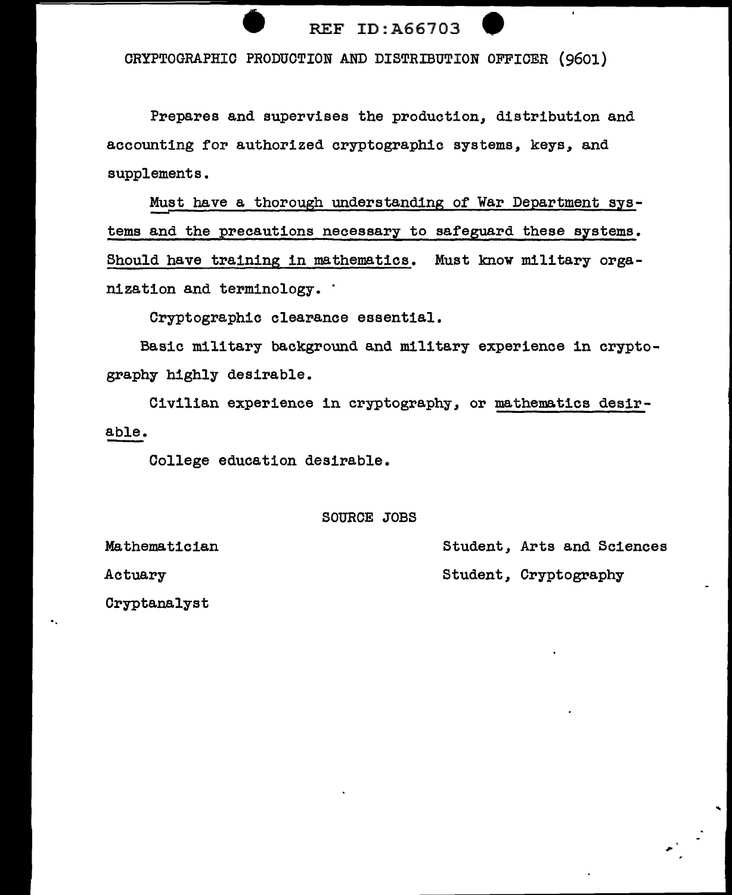## CRYPTOGRAPHIC PRODUCTION AND DISTRIBUTION OFFICER (9601)

Prepares and supervises the production, distribution and accounting for authorized cryptographic systems, keys, and supplements.

Must have a thorough understanding of War Department systems and the precautions necessary to safeguard these systems. Should have training in mathematics. Must know military organization and terminology.

Cryptographic clearance essential.

Basic military background and military experience in cryptography highly desirable.

Civilian experience in cryptography, or mathematics desirable.

College education desirable.

### SOURCE JOBS

- Mathematician
- Actuary
- Cryptanalyst
- Student, Arts and Sciences
- Student, Cryptography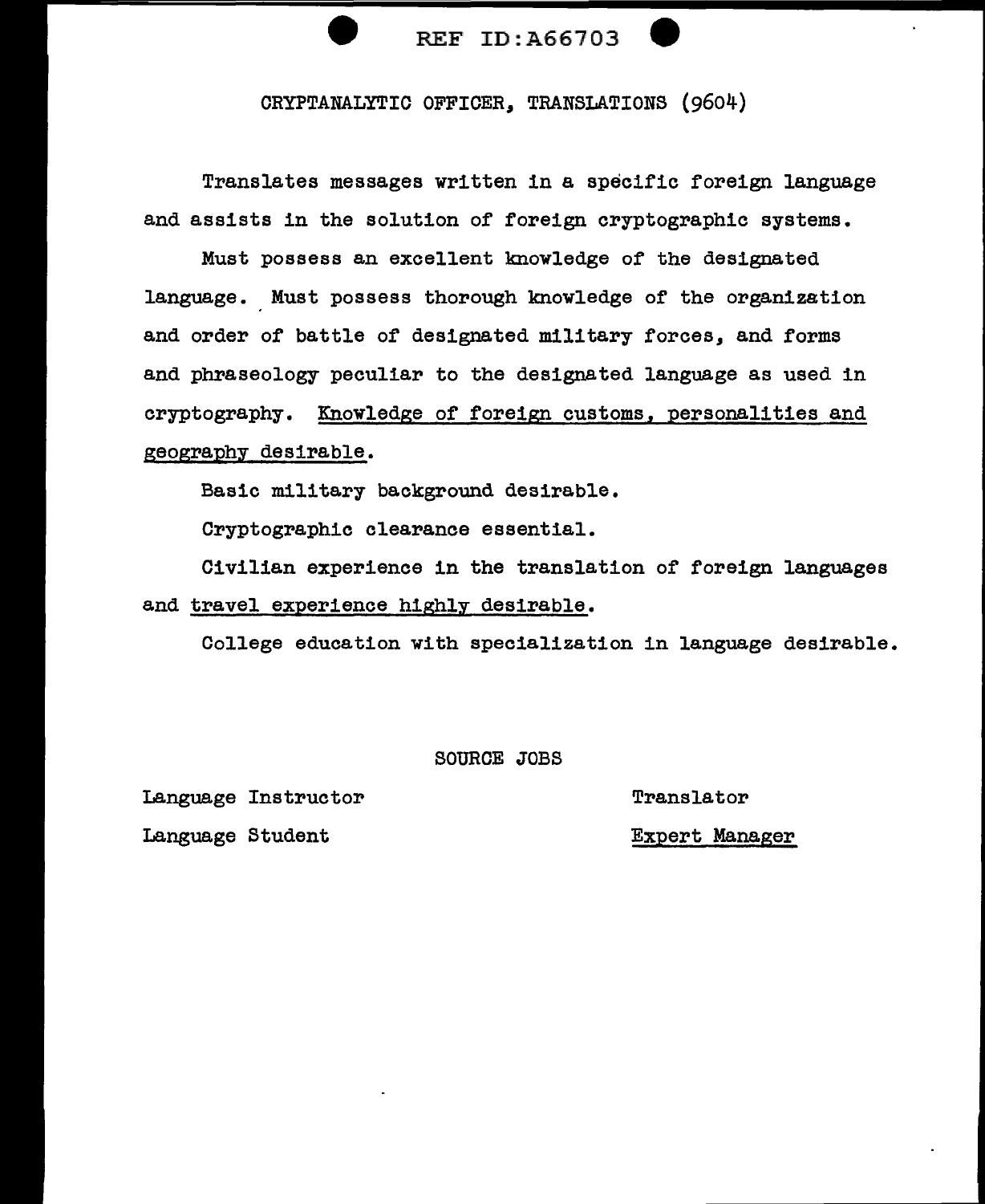CRYPTANALYTIC OFFICER, TRANSLATIONS (9604)

Translates messages written in a specific foreign language and assists in the solution of foreign cryptographic systems.

Must possess an excellent knowledge of the designated language. Must possess thorough knowledge of the organization and order of battle of designated military forces, and forms and phraseology peculiar to the designated language as used in cryptography. Knowledge of foreign customs, personalities and geography desirable.

Basic military background desirable.

Cryptographic clearance essential.

Civilian experience in the translation of foreign languages and travel experience highly desirable.

College education with specialization in language desirable.

SOURCE JOBS

| | |
|---|---|
| Language Instructor | Translator |
| Language Student | Expert Manager |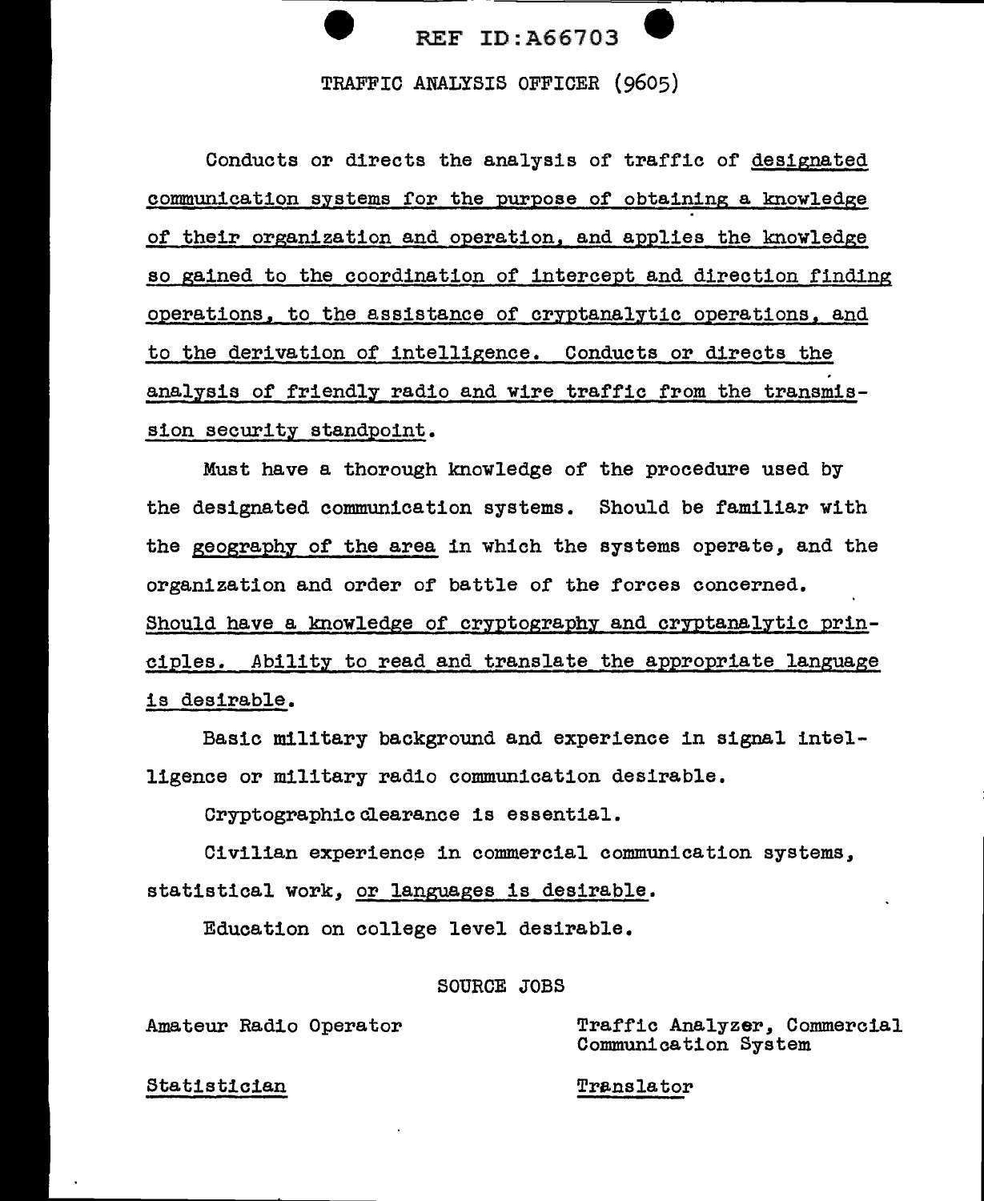# TRAFFIC ANALYSIS OFFICER (9605)

Conducts or directs the analysis of traffic of designated communication systems for the purpose of obtaining a knowledge of their organization and operation, and applies the knowledge so gained to the coordination of intercept and direction finding operations, to the assistance of cryptanalytic operations, and to the derivation of intelligence. Conducts or directs the analysis of friendly radio and wire traffic from the transmission security standpoint.

Must have a thorough knowledge of the procedure used by the designated communication systems. Should be familiar with the geography of the area in which the systems operate, and the organization and order of battle of the forces concerned. Should have a knowledge of cryptography and cryptanalytic principles. Ability to read and translate the appropriate language is desirable.

Basic military background and experience in signal intelligence or military radio communication desirable.

Cryptographic clearance is essential.

Civilian experience in commercial communication systems, statistical work, or languages is desirable.

Education on college level desirable.

## SOURCE JOBS

| | |
|---|---|
| Amateur Radio Operator | Traffic Analyzer, Commercial Communication System |
| Statistician | Translator |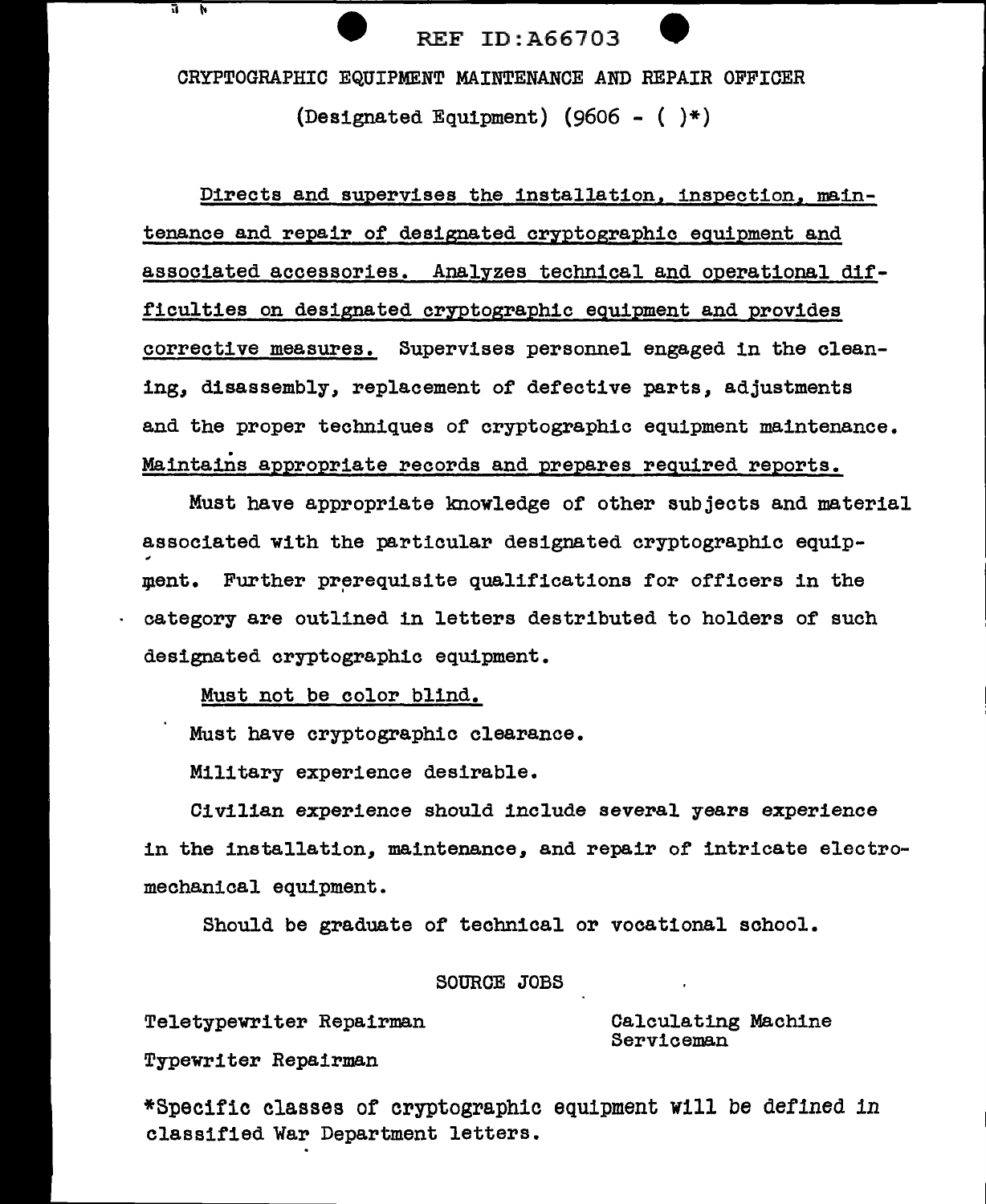# CRYPTOGRAPHIC EQUIPMENT MAINTENANCE AND REPAIR OFFICER

(Designated Equipment) (9606 - ( )*)

Directs and supervises the installation, inspection, maintenance and repair of designated cryptographic equipment and associated accessories. Analyzes technical and operational difficulties on designated cryptographic equipment and provides corrective measures. Supervises personnel engaged in the cleaning, disassembly, replacement of defective parts, adjustments and the proper techniques of cryptographic equipment maintenance. Maintains appropriate records and prepares required reports.

Must have appropriate knowledge of other subjects and material associated with the particular designated cryptographic equipment. Further prerequisite qualifications for officers in the category are outlined in letters destributed to holders of such designated cryptographic equipment.

Must not be color blind.

Must have cryptographic clearance.

Military experience desirable.

Civilian experience should include several years experience in the installation, maintenance, and repair of intricate electromechanical equipment.

Should be graduate of technical or vocational school.

## SOURCE JOBS

- Teletypewriter Repairman
- Typewriter Repairman
- Calculating Machine Serviceman

*Specific classes of cryptographic equipment will be defined in classified War Department letters.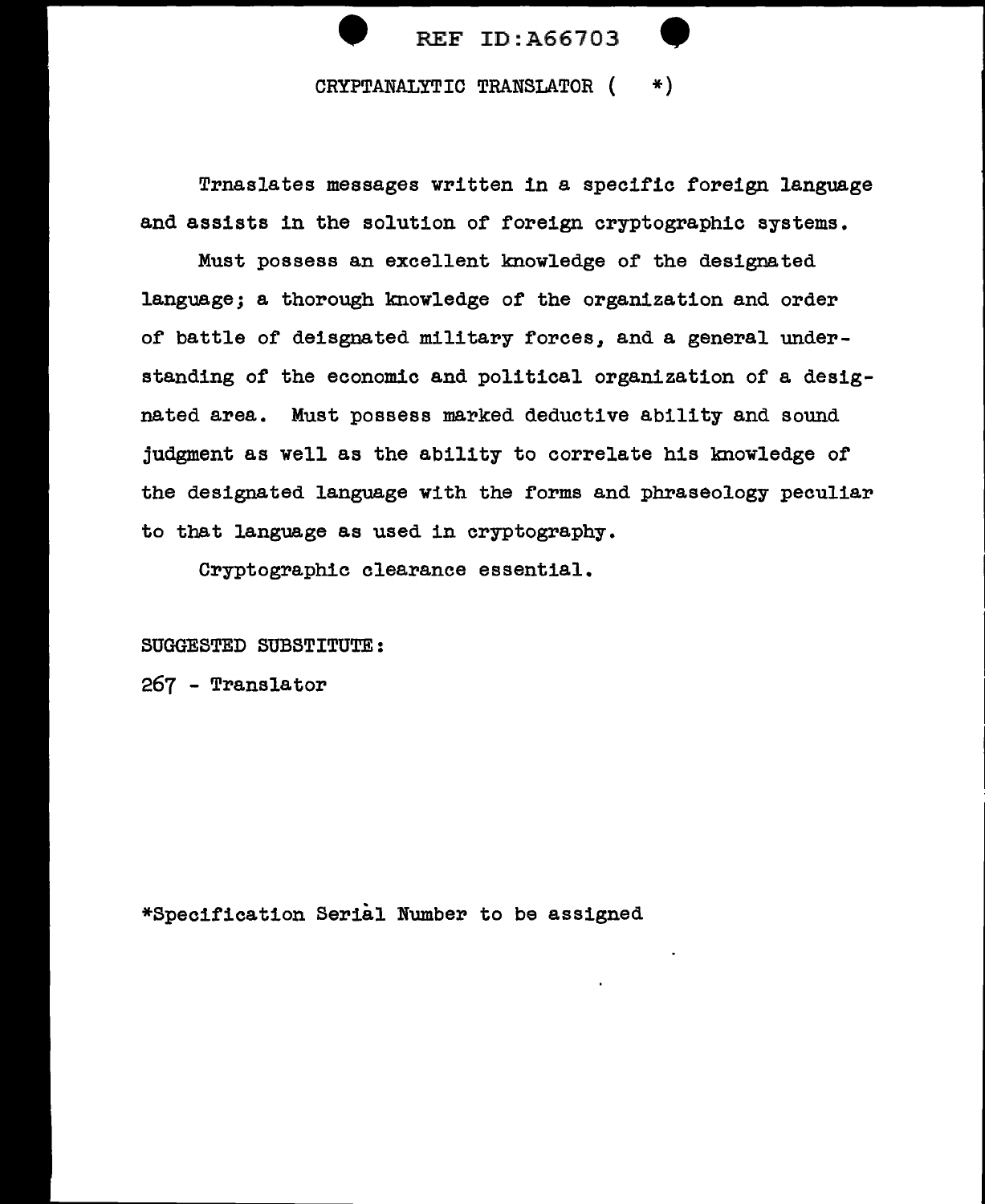# CRYPTANALYTIC TRANSLATOR ( *)

Trnaslates messages written in a specific foreign language and assists in the solution of foreign cryptographic systems.

Must possess an excellent knowledge of the designated language; a thorough knowledge of the organization and order of battle of deisgnated military forces, and a general understanding of the economic and political organization of a designated area. Must possess marked deductive ability and sound judgment as well as the ability to correlate his knowledge of the designated language with the forms and phraseology peculiar to that language as used in cryptography.

Cryptographic clearance essential.

SUGGESTED SUBSTITUTE:

267 - Translator

*Specification Serial Number to be assigned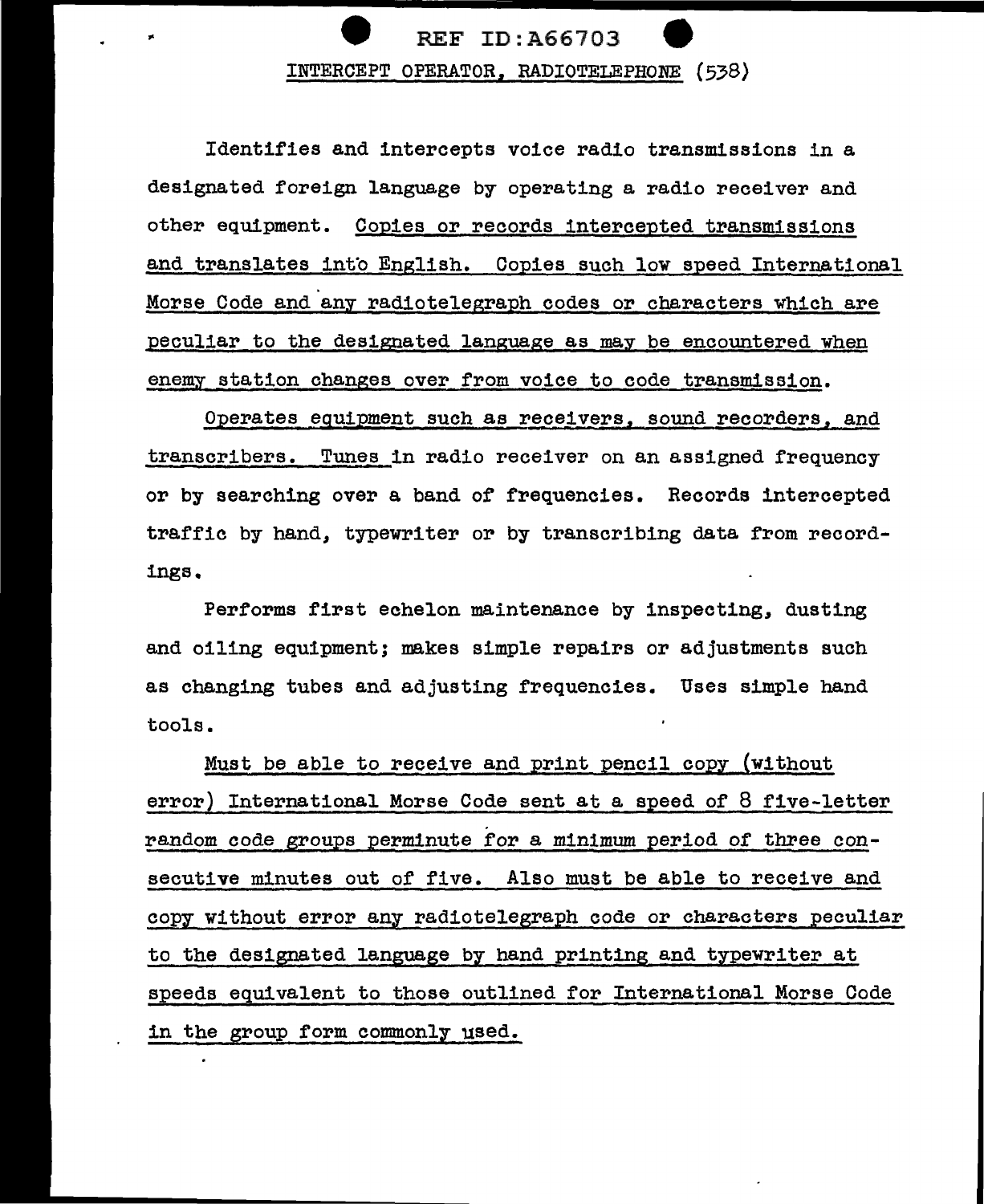## INTERCEPT OPERATOR, RADIOTELEPHONE (538)

Identifies and intercepts voice radio transmissions in a designated foreign language by operating a radio receiver and other equipment. Copies or records intercepted transmissions and translates into English. Copies such low speed International Morse Code and any radiotelegraph codes or characters which are peculiar to the designated language as may be encountered when enemy station changes over from voice to code transmission.

Operates equipment such as receivers, sound recorders, and transcribers. Tunes in radio receiver on an assigned frequency or by searching over a band of frequencies. Records intercepted traffic by hand, typewriter or by transcribing data from recordings.

Performs first echelon maintenance by inspecting, dusting and oiling equipment; makes simple repairs or adjustments such as changing tubes and adjusting frequencies. Uses simple hand tools.

Must be able to receive and print pencil copy (without error) International Morse Code sent at a speed of 8 five-letter random code groups perminute for a minimum period of three consecutive minutes out of five. Also must be able to receive and copy without error any radiotelegraph code or characters peculiar to the designated language by hand printing and typewriter at speeds equivalent to those outlined for International Morse Code in the group form commonly used.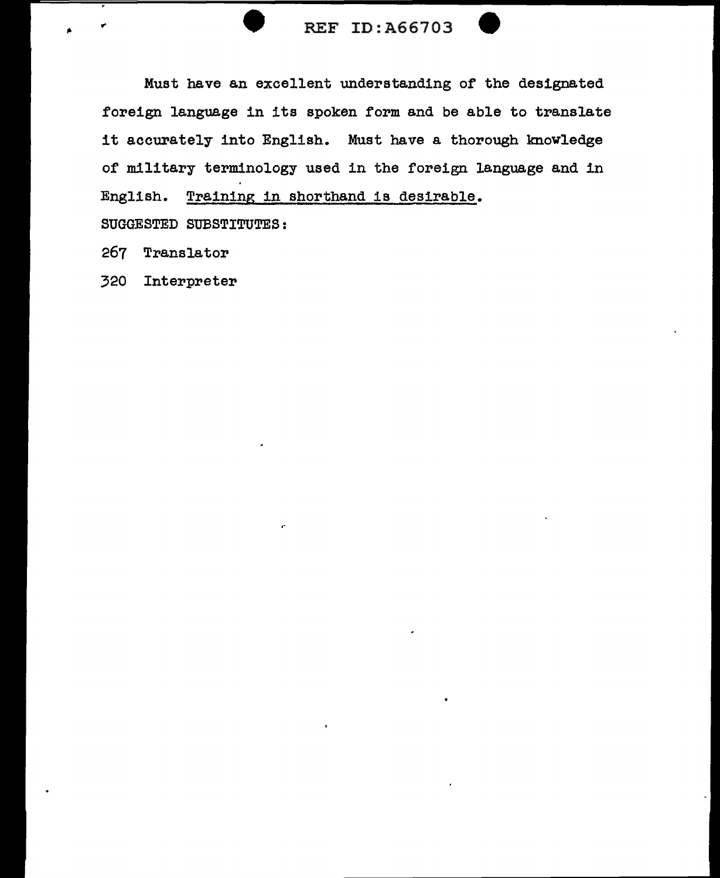Must have an excellent understanding of the designated foreign language in its spoken form and be able to translate it accurately into English. Must have a thorough knowledge of military terminology used in the foreign language and in English. <u>Training in shorthand is desirable</u>.

SUGGESTED SUBSTITUTES:

267 Translator

320 Interpreter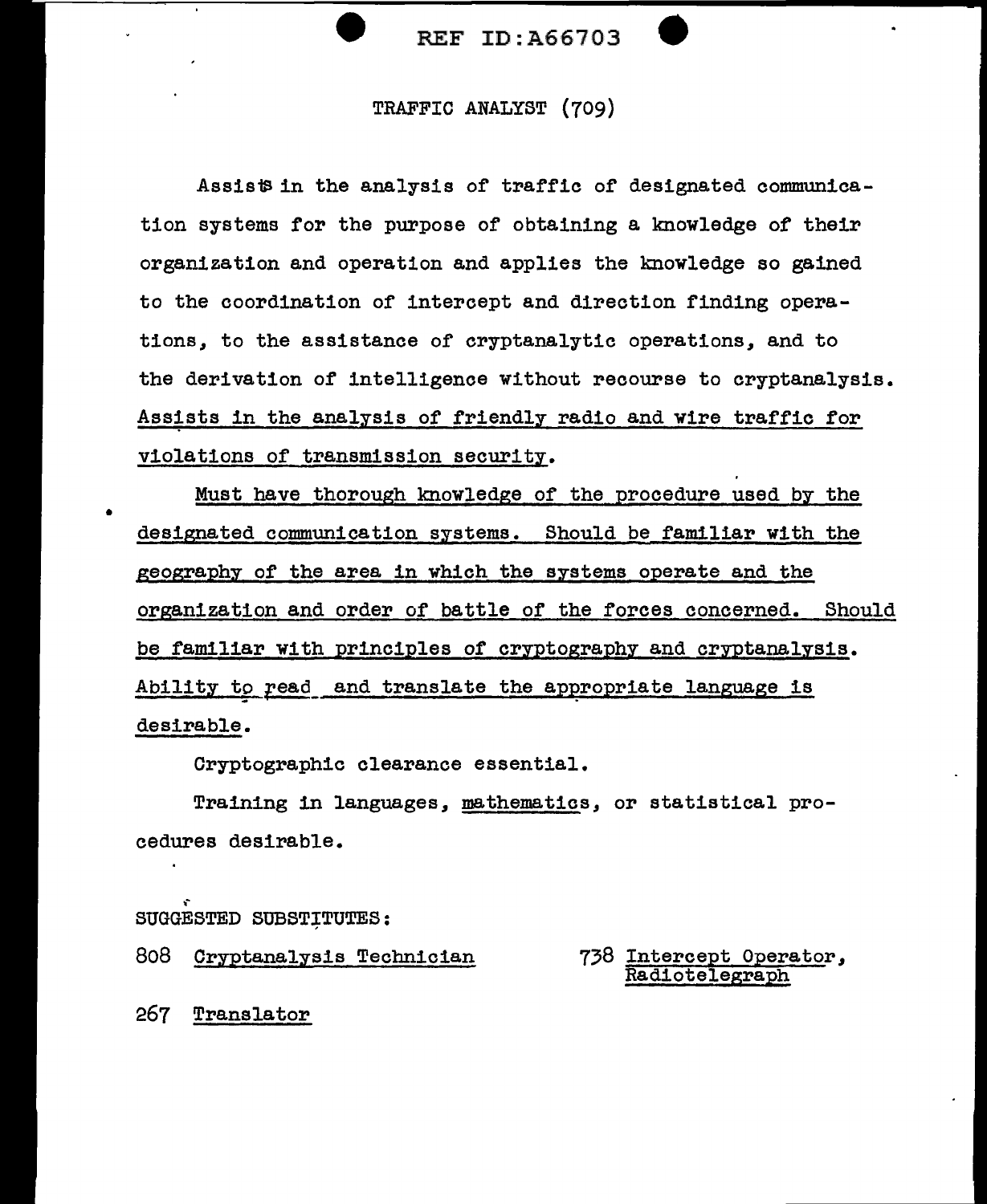# TRAFFIC ANALYST (709)

Assists in the analysis of traffic of designated communication systems for the purpose of obtaining a knowledge of their organization and operation and applies the knowledge so gained to the coordination of intercept and direction finding operations, to the assistance of cryptanalytic operations, and to the derivation of intelligence without recourse to cryptanalysis. Assists in the analysis of friendly radio and wire traffic for violations of transmission security.

Must have thorough knowledge of the procedure used by the designated communication systems. Should be familiar with the geography of the area in which the systems operate and the organization and order of battle of the forces concerned. Should be familiar with principles of cryptography and cryptanalysis. Ability to read and translate the appropriate language is desirable.

Cryptographic clearance essential.

Training in languages, mathematics, or statistical procedures desirable.

SUGGESTED SUBSTITUTES:

808 Cryptanalysis Technician

738 Intercept Operator, Radiotelegraph

267 Translator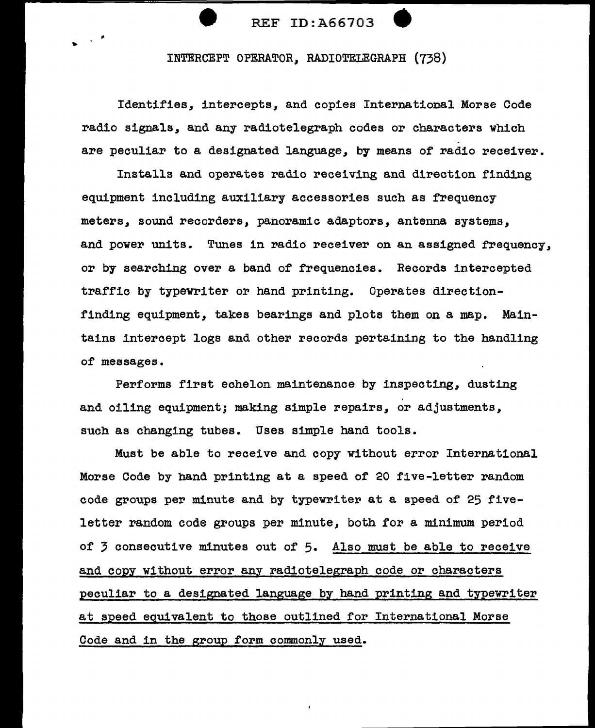## INTERCEPT OPERATOR, RADIOTELEGRAPH (738)

Identifies, intercepts, and copies International Morse Code radio signals, and any radiotelegraph codes or characters which are peculiar to a designated language, by means of radio receiver.

Installs and operates radio receiving and direction finding equipment including auxiliary accessories such as frequency meters, sound recorders, panoramic adaptors, antenna systems, and power units. Tunes in radio receiver on an assigned frequency, or by searching over a band of frequencies. Records intercepted traffic by typewriter or hand printing. Operates direction-finding equipment, takes bearings and plots them on a map. Maintains intercept logs and other records pertaining to the handling of messages.

Performs first echelon maintenance by inspecting, dusting and oiling equipment; making simple repairs, or adjustments, such as changing tubes. Uses simple hand tools.

Must be able to receive and copy without error International Morse Code by hand printing at a speed of 20 five-letter random code groups per minute and by typewriter at a speed of 25 five-letter random code groups per minute, both for a minimum period of 3 consecutive minutes out of 5. <u>Also must be able to receive and copy without error any radiotelegraph code or characters peculiar to a designated language by hand printing and typewriter at speed equivalent to those outlined for International Morse Code and in the group form commonly used.</u>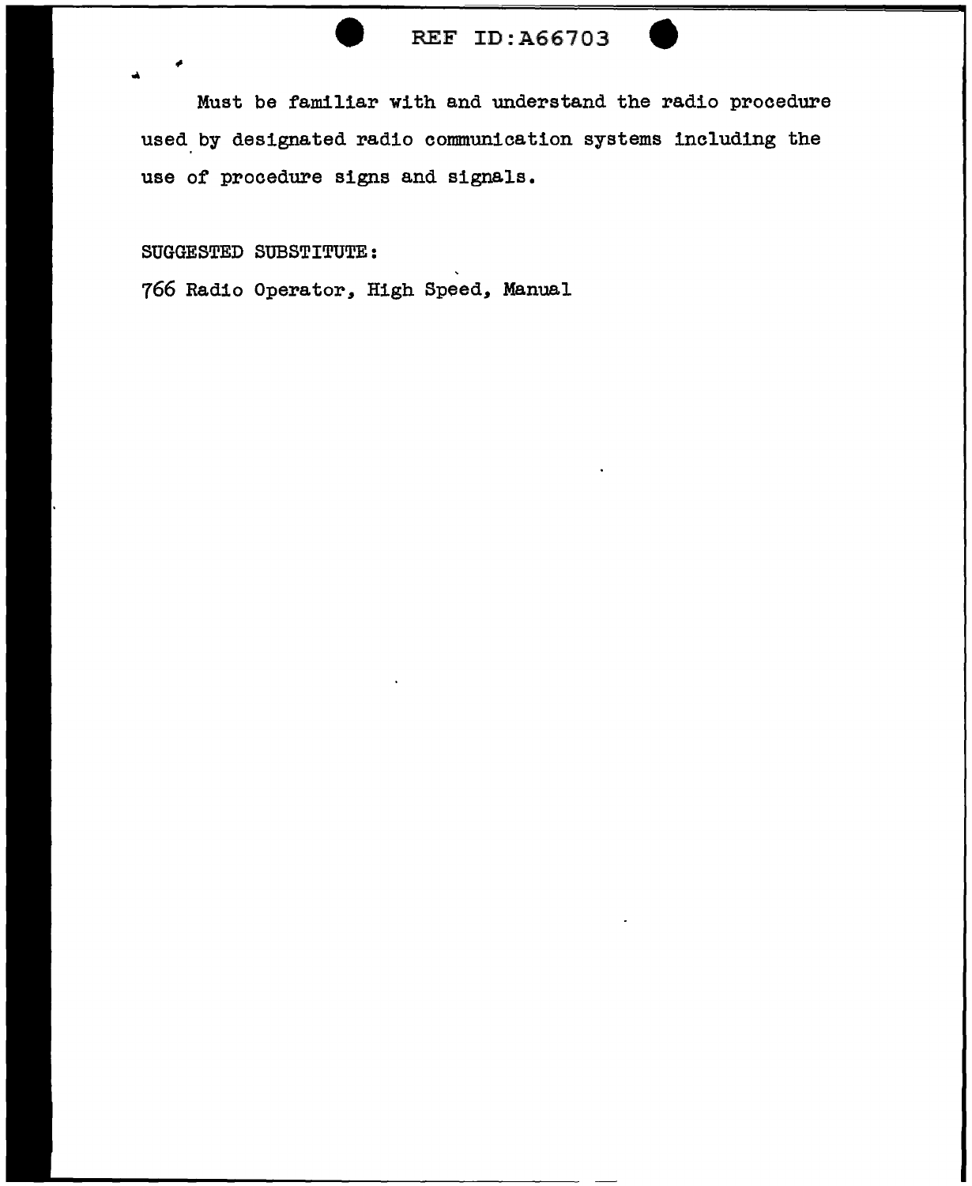Must be familiar with and understand the radio procedure used by designated radio communication systems including the use of procedure signs and signals.

SUGGESTED SUBSTITUTE:

766 Radio Operator, High Speed, Manual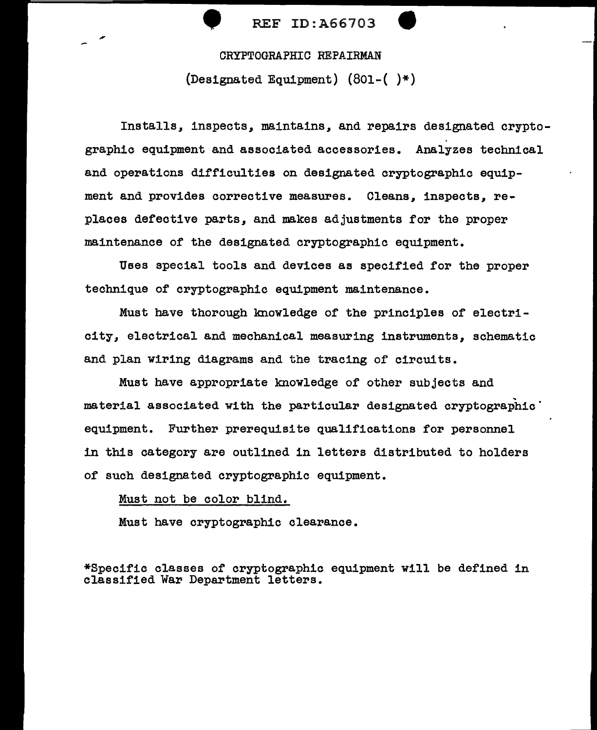# CRYPTOGRAPHIC REPAIRMAN

## (Designated Equipment) (801-( )*)

Installs, inspects, maintains, and repairs designated cryptographic equipment and associated accessories. Analyzes technical and operations difficulties on designated cryptographic equipment and provides corrective measures. Cleans, inspects, replaces defective parts, and makes adjustments for the proper maintenance of the designated cryptographic equipment.

Uses special tools and devices as specified for the proper technique of cryptographic equipment maintenance.

Must have thorough knowledge of the principles of electricity, electrical and mechanical measuring instruments, schematic and plan wiring diagrams and the tracing of circuits.

Must have appropriate knowledge of other subjects and material associated with the particular designated cryptographic equipment. Further prerequisite qualifications for personnel in this category are outlined in letters distributed to holders of such designated cryptographic equipment.

<u>Must not be color blind.</u>

Must have cryptographic clearance.

*Specific classes of cryptographic equipment will be defined in classified War Department letters.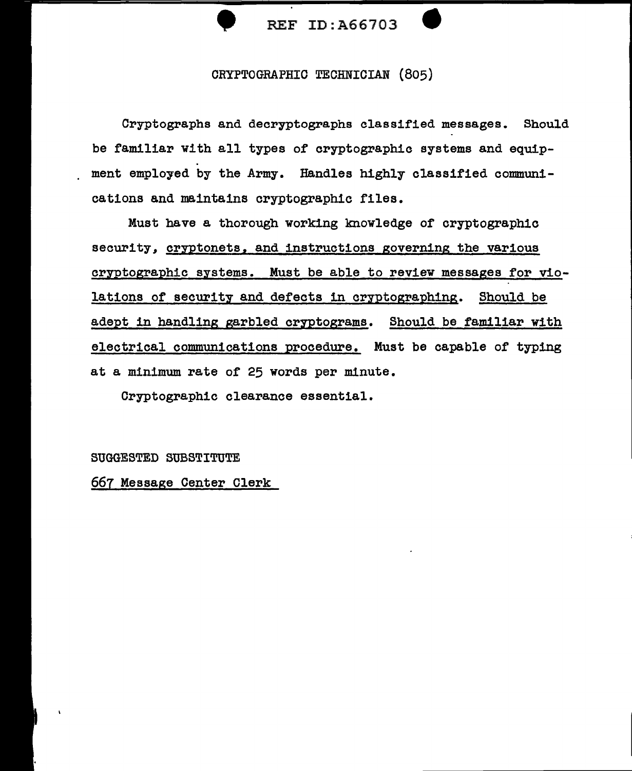# CRYPTOGRAPHIC TECHNICIAN (805)

Cryptographs and decryptographs classified messages. Should be familiar with all types of cryptographic systems and equipment employed by the Army. Handles highly classified communications and maintains cryptographic files.

Must have a thorough working knowledge of cryptographic security, <u>cryptonets, and instructions governing the various cryptographic systems. Must be able to review messages for violations of security and defects in cryptographing</u>. <u>Should be adept in handling garbled cryptograms</u>. <u>Should be familiar with electrical communications procedure.</u> Must be capable of typing at a minimum rate of 25 words per minute.

Cryptographic clearance essential.

SUGGESTED SUBSTITUTE

<u>667 Message Center Clerk</u>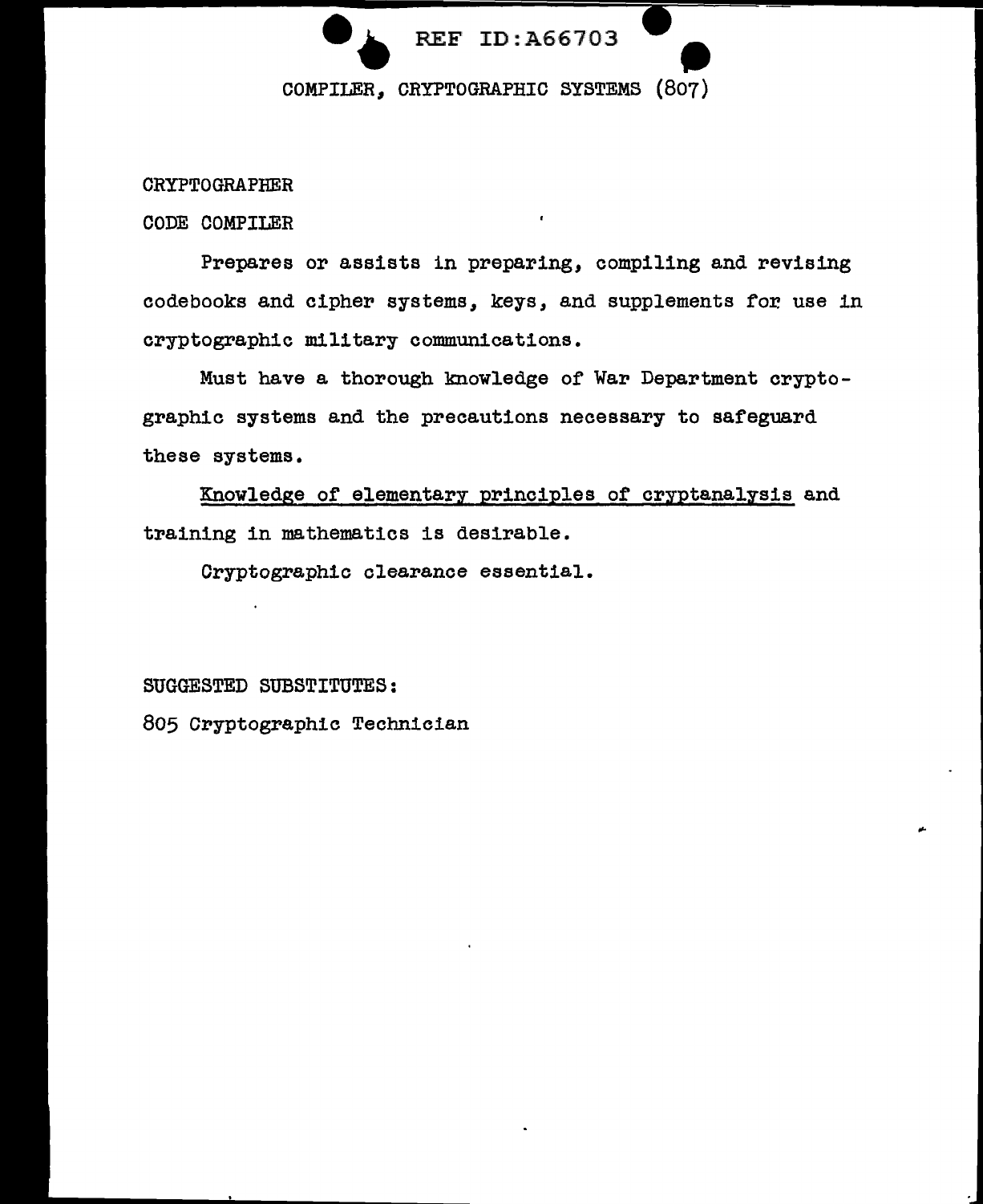# COMPILER, CRYPTOGRAPHIC SYSTEMS (807)

CRYPTOGRAPHER

CODE COMPILER

Prepares or assists in preparing, compiling and revising codebooks and cipher systems, keys, and supplements for use in cryptographic military communications.

Must have a thorough knowledge of War Department cryptographic systems and the precautions necessary to safeguard these systems.

<u>Knowledge of elementary principles of cryptanalysis</u> and training in mathematics is desirable.

Cryptographic clearance essential.

SUGGESTED SUBSTITUTES:

805 Cryptographic Technician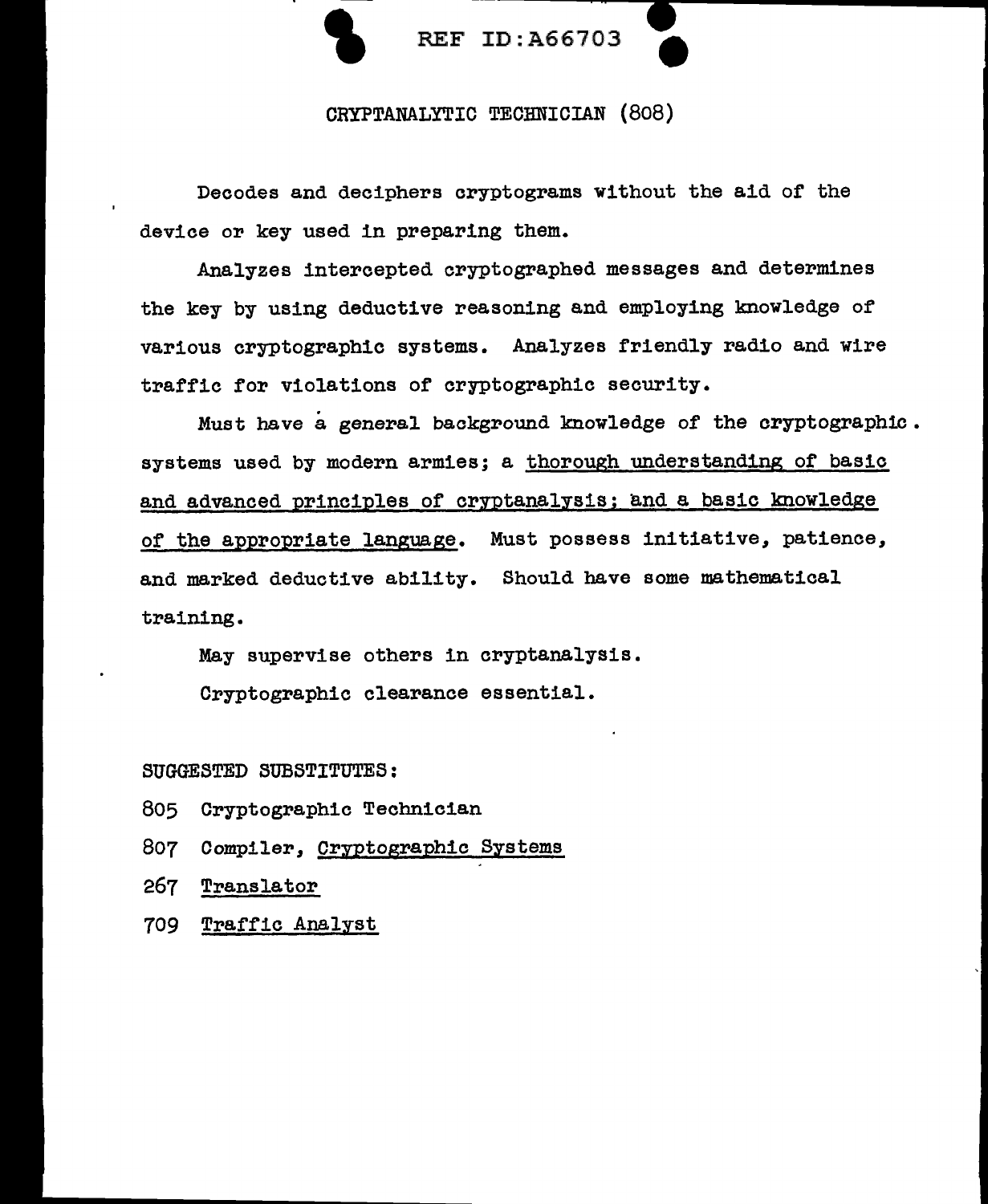## CRYPTANALYTIC TECHNICIAN (808)

Decodes and deciphers cryptograms without the aid of the device or key used in preparing them.

Analyzes intercepted cryptographed messages and determines the key by using deductive reasoning and employing knowledge of various cryptographic systems. Analyzes friendly radio and wire traffic for violations of cryptographic security.

Must have a general background knowledge of the cryptographic systems used by modern armies; a <u>thorough understanding of basic and advanced principles of cryptanalysis; and a basic knowledge of the appropriate language</u>. Must possess initiative, patience, and marked deductive ability. Should have some mathematical training.

May supervise others in cryptanalysis.

Cryptographic clearance essential.

SUGGESTED SUBSTITUTES:

805 Cryptographic Technician

807 Compiler, <u>Cryptographic Systems</u>

267 <u>Translator</u>

709 <u>Traffic Analyst</u>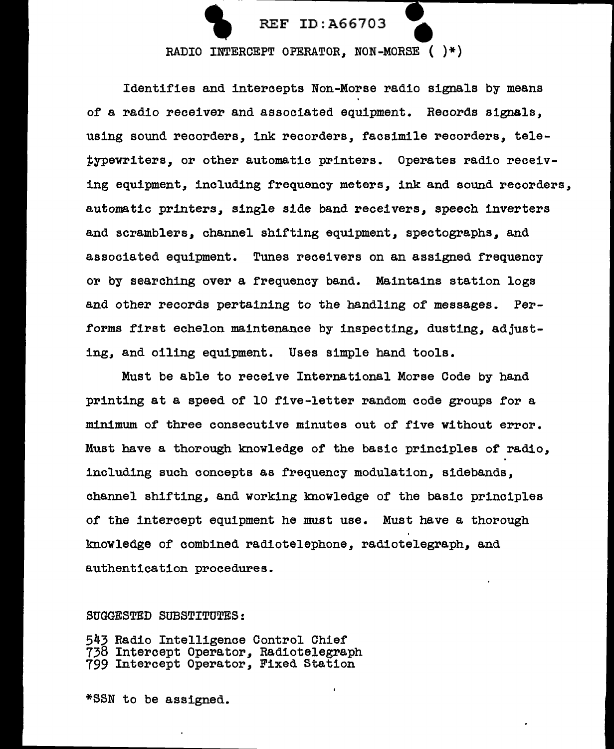RADIO INTERCEPT OPERATOR, NON-MORSE ( )*)

Identifies and intercepts Non-Morse radio signals by means of a radio receiver and associated equipment. Records signals, using sound recorders, ink recorders, facsimile recorders, teletypewriters, or other automatic printers. Operates radio receiving equipment, including frequency meters, ink and sound recorders, automatic printers, single side band receivers, speech inverters and scramblers, channel shifting equipment, spectographs, and associated equipment. Tunes receivers on an assigned frequency or by searching over a frequency band. Maintains station logs and other records pertaining to the handling of messages. Performs first echelon maintenance by inspecting, dusting, adjusting, and oiling equipment. Uses simple hand tools.

Must be able to receive International Morse Code by hand printing at a speed of 10 five-letter random code groups for a minimum of three consecutive minutes out of five without error. Must have a thorough knowledge of the basic principles of radio, including such concepts as frequency modulation, sidebands, channel shifting, and working knowledge of the basic principles of the intercept equipment he must use. Must have a thorough knowledge of combined radiotelephone, radiotelegraph, and authentication procedures.

SUGGESTED SUBSTITUTES:

543 Radio Intelligence Control Chief
738 Intercept Operator, Radiotelegraph
799 Intercept Operator, Fixed Station

*SSN to be assigned.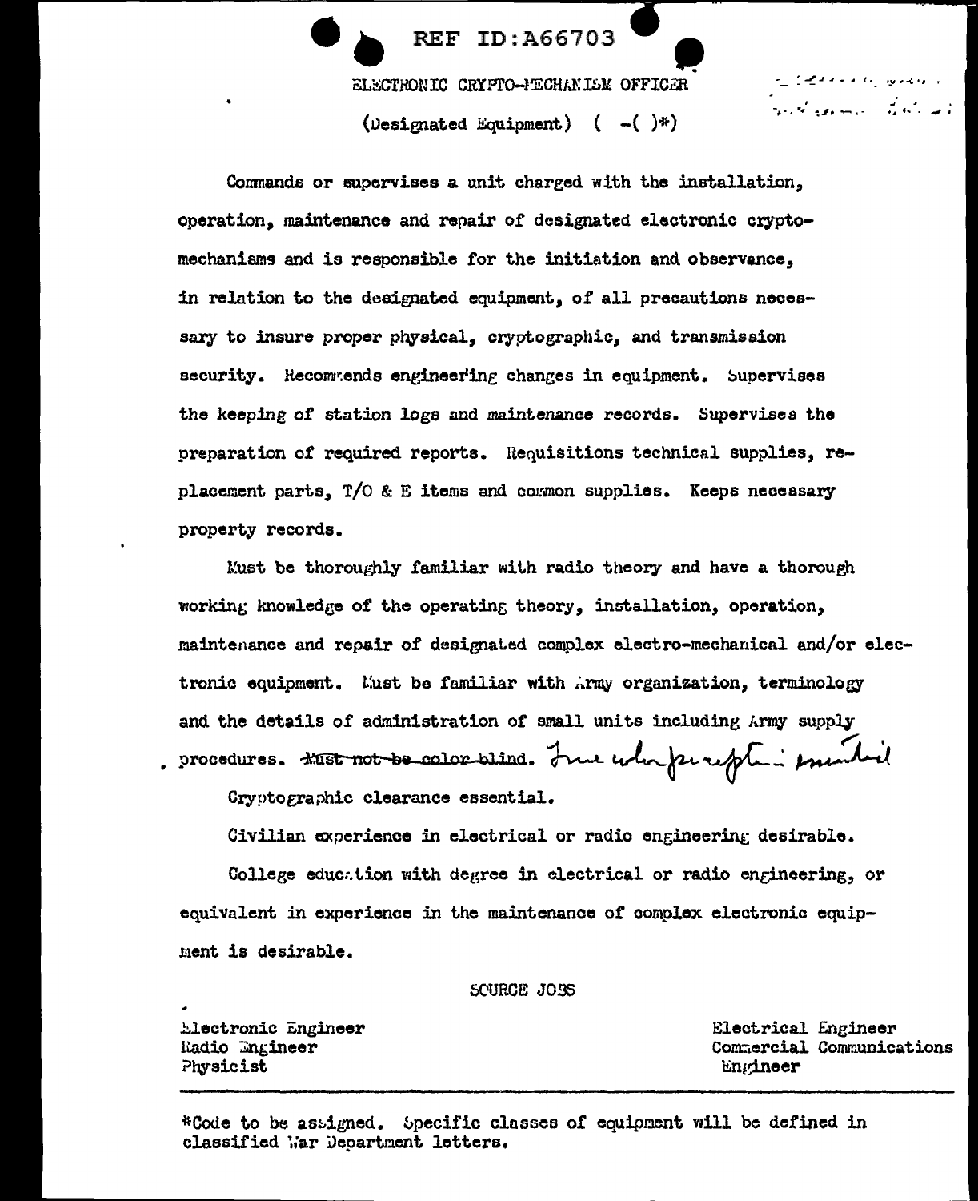REF ID:A66703

ELECTRONIC CRYPTO-MECHANISM OFFICER

(Designated Equipment) ( -( )*)

Commands or supervises a unit charged with the installation, operation, maintenance and repair of designated electronic crypto-mechanisms and is responsible for the initiation and observance, in relation to the designated equipment, of all precautions necessary to insure proper physical, cryptographic, and transmission security. Recommends engineering changes in equipment. Supervises the keeping of station logs and maintenance records. Supervises the preparation of required reports. Requisitions technical supplies, replacement parts, T/O & E items and common supplies. Keeps necessary property records.

Must be thoroughly familiar with radio theory and have a thorough working knowledge of the operating theory, installation, operation, maintenance and repair of designated complex electro-mechanical and/or electronic equipment. Must be familiar with Army organization, terminology and the details of administration of small units including Army supply procedures. ~~Must not be color-blind.~~ True color perception essential.

Cryptographic clearance essential.

Civilian experience in electrical or radio engineering desirable.

College education with degree in electrical or radio engineering, or equivalent in experience in the maintenance of complex electronic equipment is desirable.

SOURCE JOBS

| | |
|---|---|
| Electronic Engineer | Electrical Engineer |
| Radio Engineer | Commercial Communications Engineer |
| Physicist | |

*Code to be assigned. Specific classes of equipment will be defined in classified War Department letters.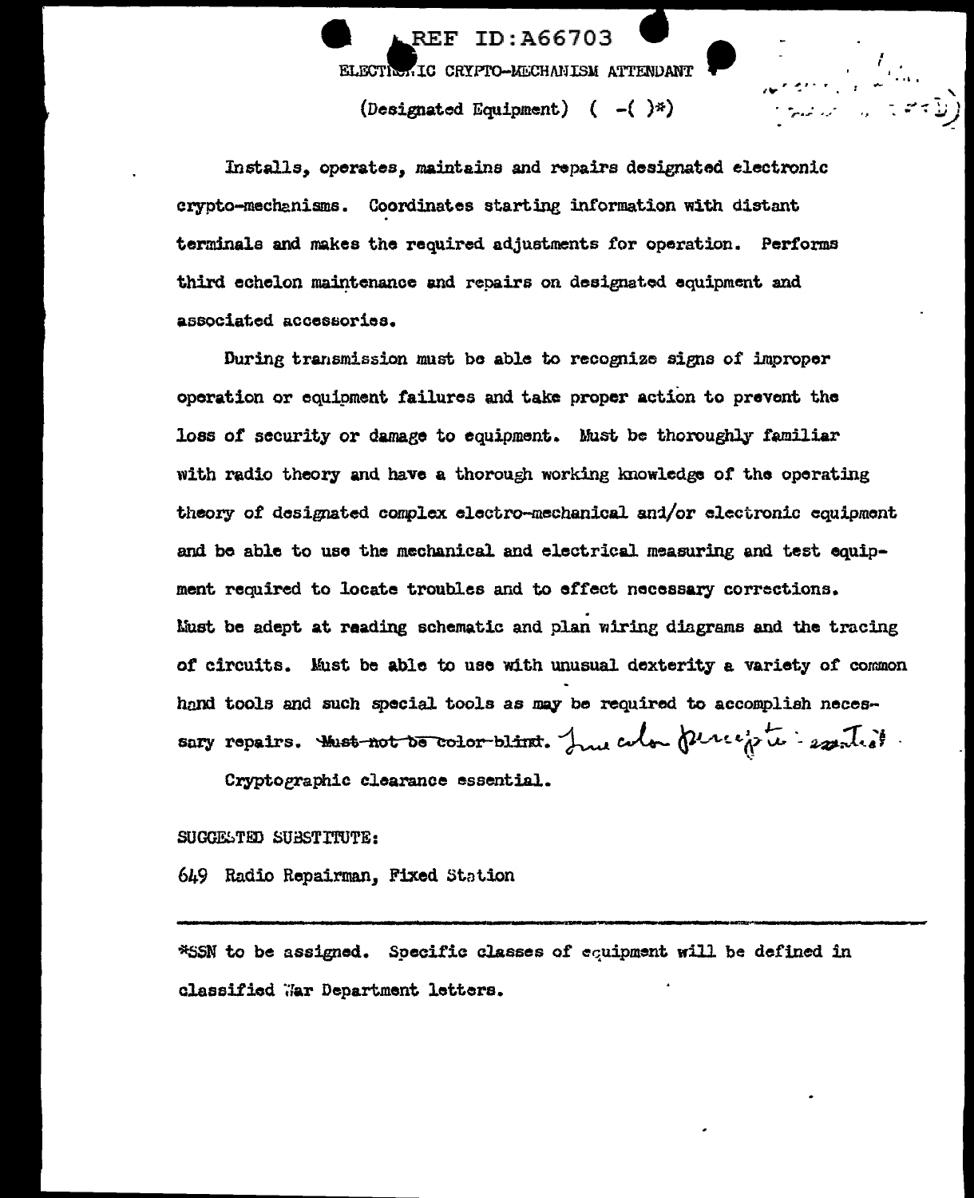REF ID:A66703

ELECTRONIC CRYPTO-MECHANISM ATTENDANT

(Designated Equipment) ( -( )*)

Installs, operates, maintains and repairs designated electronic crypto-mechanisms. Coordinates starting information with distant terminals and makes the required adjustments for operation. Performs third echelon maintenance and repairs on designated equipment and associated accessories.

During transmission must be able to recognize signs of improper operation or equipment failures and take proper action to prevent the loss of security or damage to equipment. Must be thoroughly familiar with radio theory and have a thorough working knowledge of the operating theory of designated complex electro-mechanical and/or electronic equipment and be able to use the mechanical and electrical measuring and test equipment required to locate troubles and to effect necessary corrections. Must be adept at reading schematic and plan wiring diagrams and the tracing of circuits. Must be able to use with unusual dexterity a variety of common hand tools and such special tools as may be required to accomplish necessary repairs. ~~Must not be color-blind.~~ True color perception essential.

Cryptographic clearance essential.

SUGGESTED SUBSTITUTE:

649 Radio Repairman, Fixed Station

---

*SSN to be assigned. Specific classes of equipment will be defined in classified War Department letters.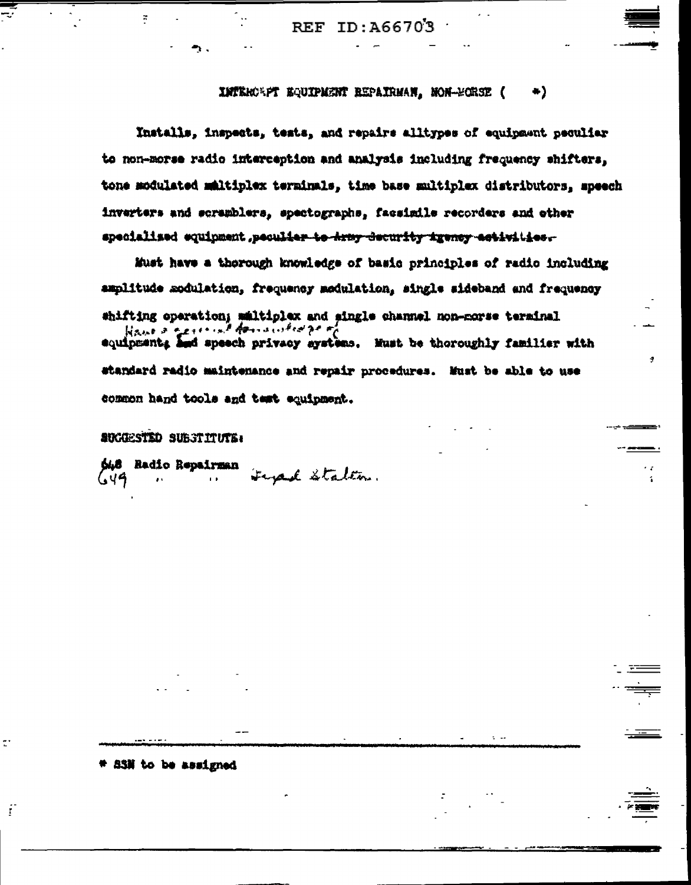INTERCEPT EQUIPMENT REPAIRMAN, NON-MORSE ( *)

Installs, inspects, tests, and repairs alltypes of equipment peculiar to non-morse radio interception and analysis including frequency shifters, tone modulated multiplex terminals, time base multiplex distributors, speech inverters and scramblers, spectographs, facsimile recorders and other specialized equipment ~~peculiar to Army Security Agency activities.~~

Must have a thorough knowledge of basic principles of radio including amplitude modulation, frequency modulation, single sideband and frequency shifting operation; multiplex and single channel non-morse terminal equipment; ~~and~~ *have a general knowledge of* speech privacy systems. Must be thoroughly familiar with standard radio maintenance and repair procedures. Must be able to use common hand tools and test equipment.

SUGGESTED SUBSTITUTE:

~~648~~ Radio Repairman
649 " " *Fixed Station.*

\* SSN to be assigned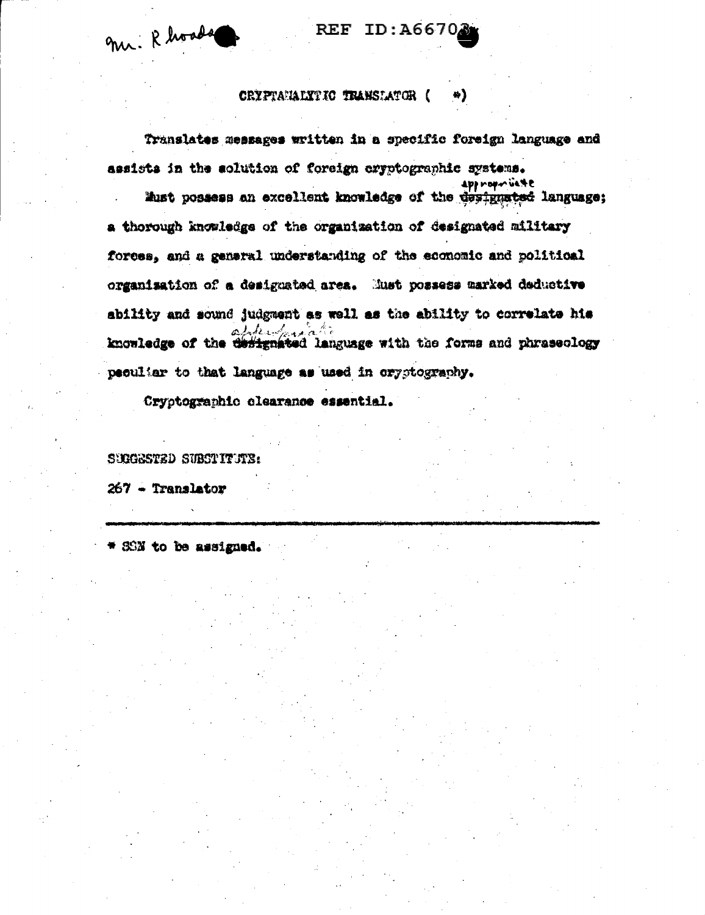Mr. Rhoads

REF ID:A66702

## CRYPTANALYTIC TRANSLATOR ( *)

Translates messages written in a specific foreign language and assists in the solution of foreign cryptographic systems.

Must possess an excellent knowledge of the ~~designated~~ appropriate language; a thorough knowledge of the organization of designated military forces, and a general understanding of the economic and political organization of a designated area. Must possess marked deductive ability and sound judgment as well as the ability to correlate his knowledge of the ~~designated~~ appropriate language with the forms and phraseology peculiar to that language as used in cryptography.

Cryptographic clearance essential.

SUGGESTED SUBSTITUTE:

267 - Translator

---

* SSN to be assigned.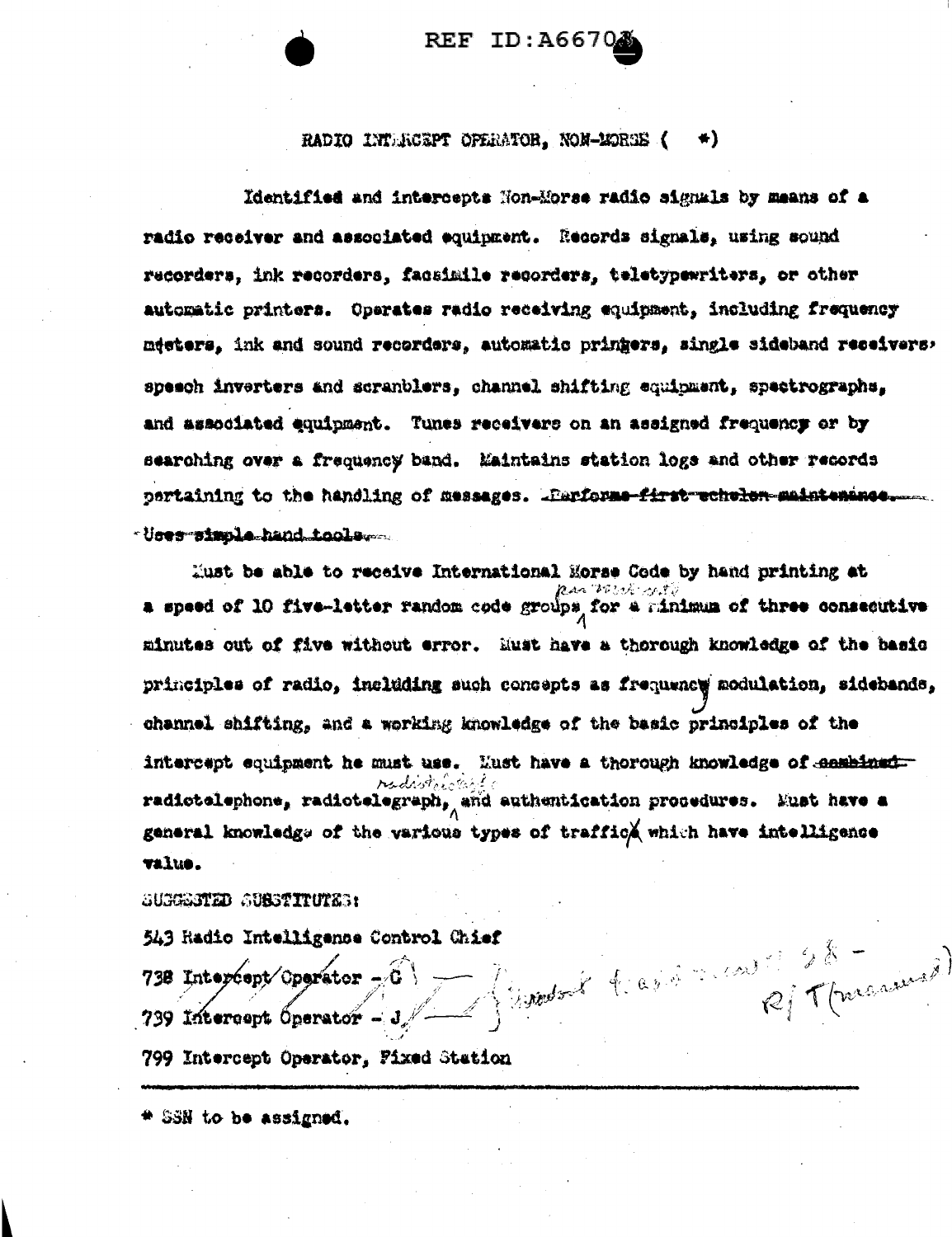## RADIO INTERCEPT OPERATOR, NON-MORSE ( \*)

Identified and intercepts Non-Morse radio signals by means of a radio receiver and associated equipment. Records signals, using sound recorders, ink recorders, facsimile recorders, teletypewriters, or other automatic printers. Operates radio receiving equipment, including frequency meters, ink and sound recorders, automatic printers, single sideband receivers, speech inverters and scramblers, channel shifting equipment, spectrographs, and associated equipment. Tunes receivers on an assigned frequency or by searching over a frequency band. Maintains station logs and other records pertaining to the handling of messages. ~~Performs first echelon maintenance. Uses simple hand tools.~~

Must be able to receive International Morse Code by hand printing at a speed of 10 five-letter random code groups per minute for a minimum of three consecutive minutes out of five without error. Must have a thorough knowledge of the basic principles of radio, including such concepts as frequency modulation, sidebands, channel shifting, and a working knowledge of the basic principles of the intercept equipment he must use. Must have a thorough knowledge of ~~combined~~ radiotelephone, radiotelegraph, radiotelетype and authentication procedures. Must have a general knowledge of the various types of traffic which have intelligence value.

SUGGESTED SUBSTITUTES:

543 Radio Intelligence Control Chief

~~738 Intercept Operator - C~~

~~739 Intercept Operator - J~~ } Should be as in case 58 - R/T (manual)

799 Intercept Operator, Fixed Station

---

\* SSN to be assigned.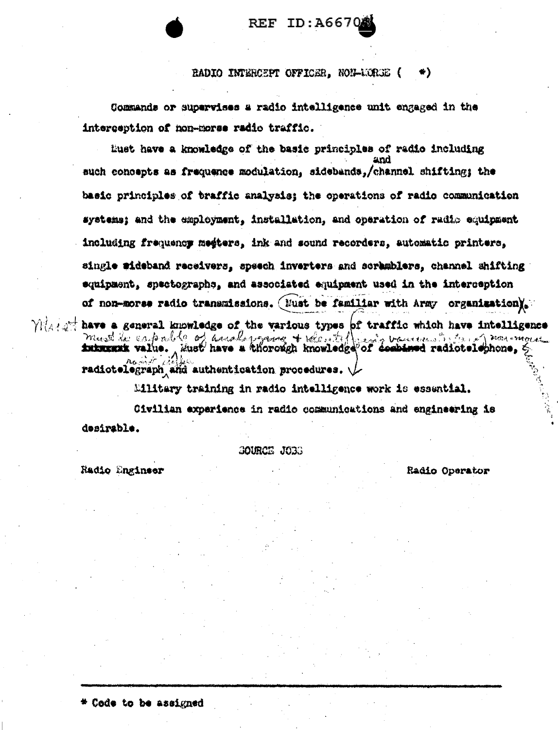REF ID:A66708

RADIO INTERCEPT OFFICER, NON-MORSE ( *)

Commands or supervises a radio intelligence unit engaged in the interception of non-morse radio traffic.

Must have a knowledge of the basic principles of radio including such concepts as frequence modulation, sidebands, and channel shifting; the basic principles of traffic analysis; the operations of radio communication systems; and the employment, installation, and operation of radio equipment including frequency meters, ink and sound recorders, automatic printers, single sideband receivers, speech inverters and scramblers, channel shifting equipment, spectographs, and associated equipment used in the interception of non-morse radio transmissions. ~~Must be familiar with Army organization.~~ Must have a general knowledge of the various types of traffic which have intelligence value. Must be capable of analyzing & identifying various types of non-morse. Must have a thorough knowledge of ~~combined~~ radiotelephone, & radiotelegraph, radio printer and authentication procedures.

Military training in radio intelligence work is essential.

Civilian experience in radio communications and engineering is desirable.

SOURCE JOBS

Radio Engineer

Radio Operator

\* Code to be assigned